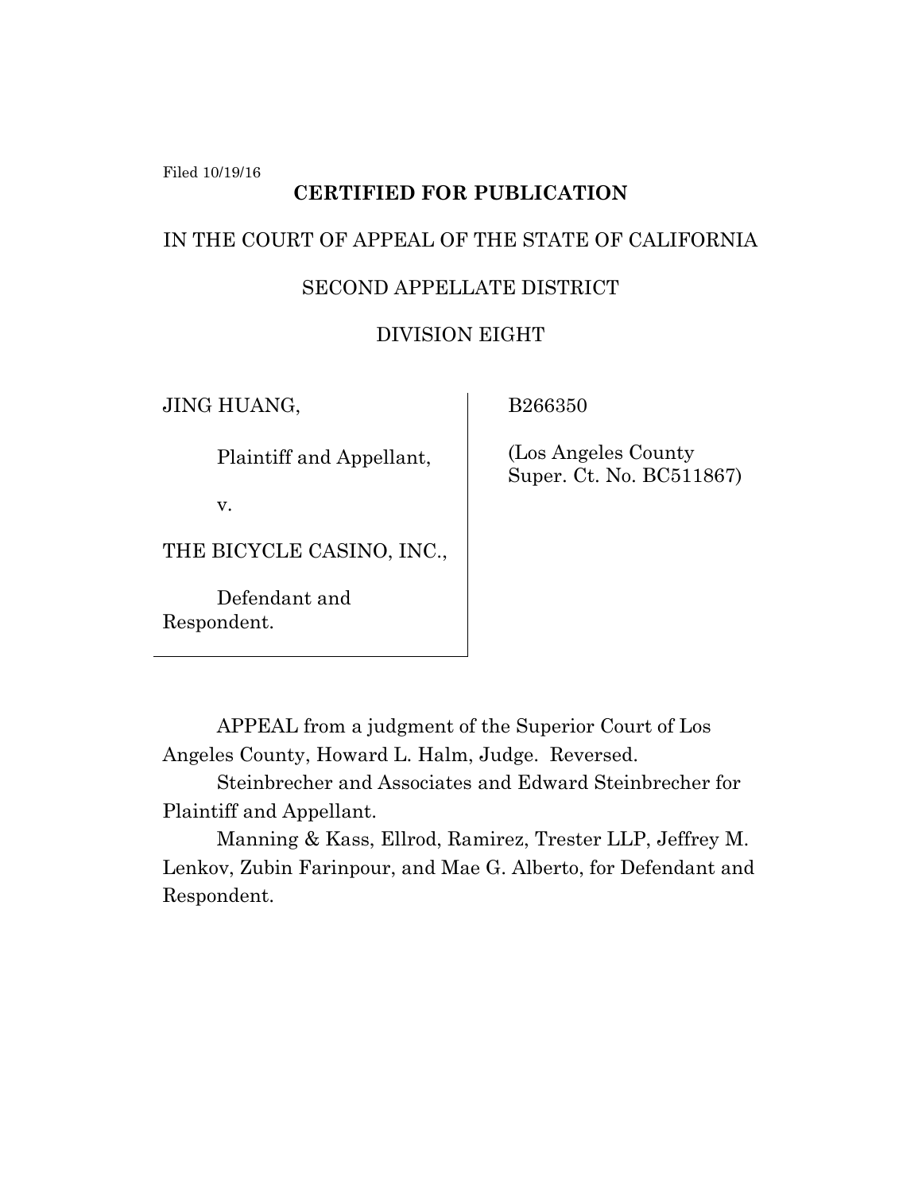Filed 10/19/16

**CERTIFIED FOR PUBLICATION**

IN THE COURT OF APPEAL OF THE STATE OF CALIFORNIA

SECOND APPELLATE DISTRICT

DIVISION EIGHT

| | |
|---|---|
| JING HUANG,<br><br>Plaintiff and Appellant,<br><br>v.<br><br>THE BICYCLE CASINO, INC.,<br><br>Defendant and Respondent. | B266350<br><br>(Los Angeles County Super. Ct. No. BC511867) |

APPEAL from a judgment of the Superior Court of Los Angeles County, Howard L. Halm, Judge. Reversed.

Steinbrecher and Associates and Edward Steinbrecher for Plaintiff and Appellant.

Manning & Kass, Ellrod, Ramirez, Trester LLP, Jeffrey M. Lenkov, Zubin Farinpour, and Mae G. Alberto, for Defendant and Respondent.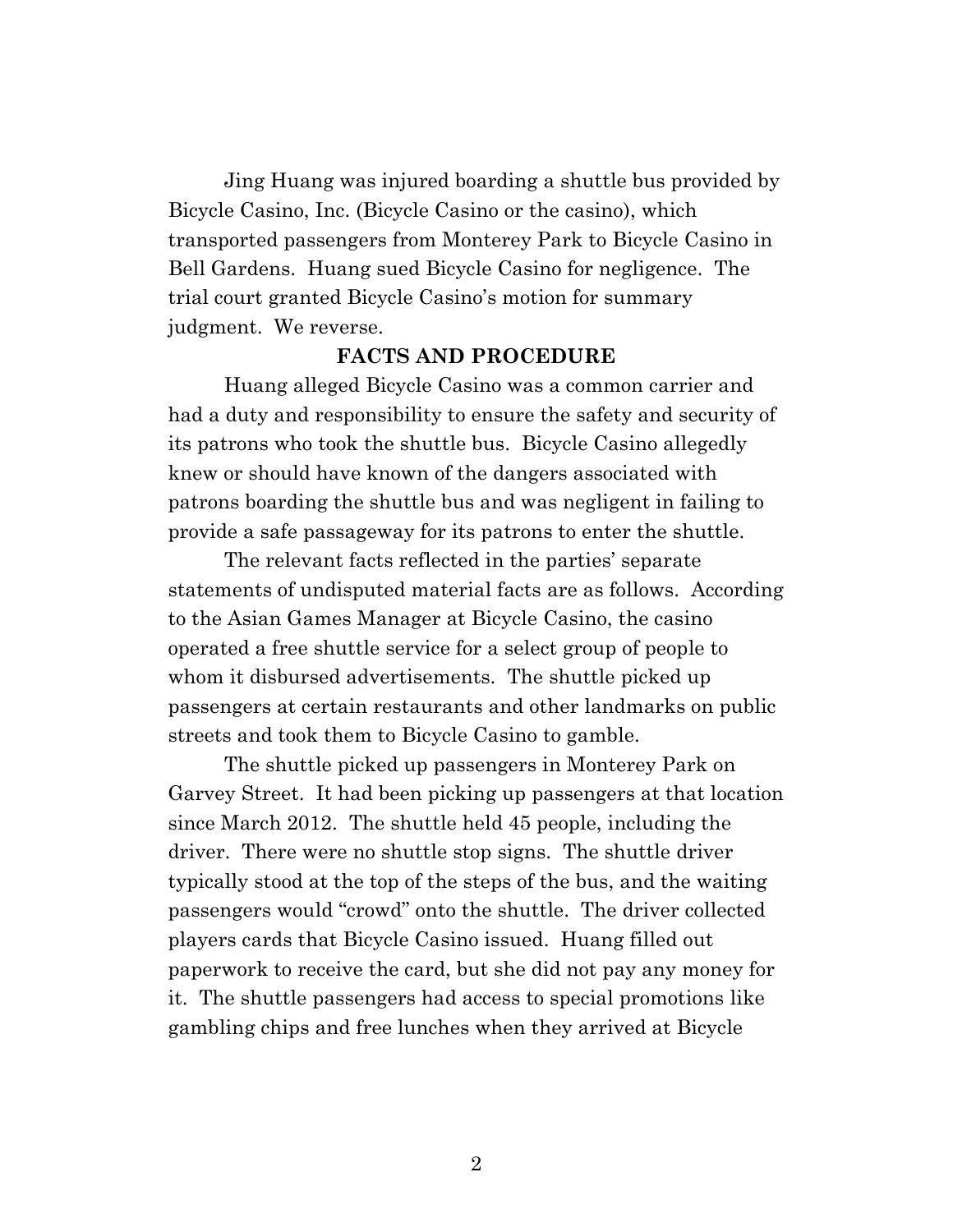Jing Huang was injured boarding a shuttle bus provided by Bicycle Casino, Inc. (Bicycle Casino or the casino), which transported passengers from Monterey Park to Bicycle Casino in Bell Gardens. Huang sued Bicycle Casino for negligence. The trial court granted Bicycle Casino's motion for summary judgment. We reverse.

## FACTS AND PROCEDURE

Huang alleged Bicycle Casino was a common carrier and had a duty and responsibility to ensure the safety and security of its patrons who took the shuttle bus. Bicycle Casino allegedly knew or should have known of the dangers associated with patrons boarding the shuttle bus and was negligent in failing to provide a safe passageway for its patrons to enter the shuttle.

The relevant facts reflected in the parties' separate statements of undisputed material facts are as follows. According to the Asian Games Manager at Bicycle Casino, the casino operated a free shuttle service for a select group of people to whom it disbursed advertisements. The shuttle picked up passengers at certain restaurants and other landmarks on public streets and took them to Bicycle Casino to gamble.

The shuttle picked up passengers in Monterey Park on Garvey Street. It had been picking up passengers at that location since March 2012. The shuttle held 45 people, including the driver. There were no shuttle stop signs. The shuttle driver typically stood at the top of the steps of the bus, and the waiting passengers would "crowd" onto the shuttle. The driver collected players cards that Bicycle Casino issued. Huang filled out paperwork to receive the card, but she did not pay any money for it. The shuttle passengers had access to special promotions like gambling chips and free lunches when they arrived at Bicycle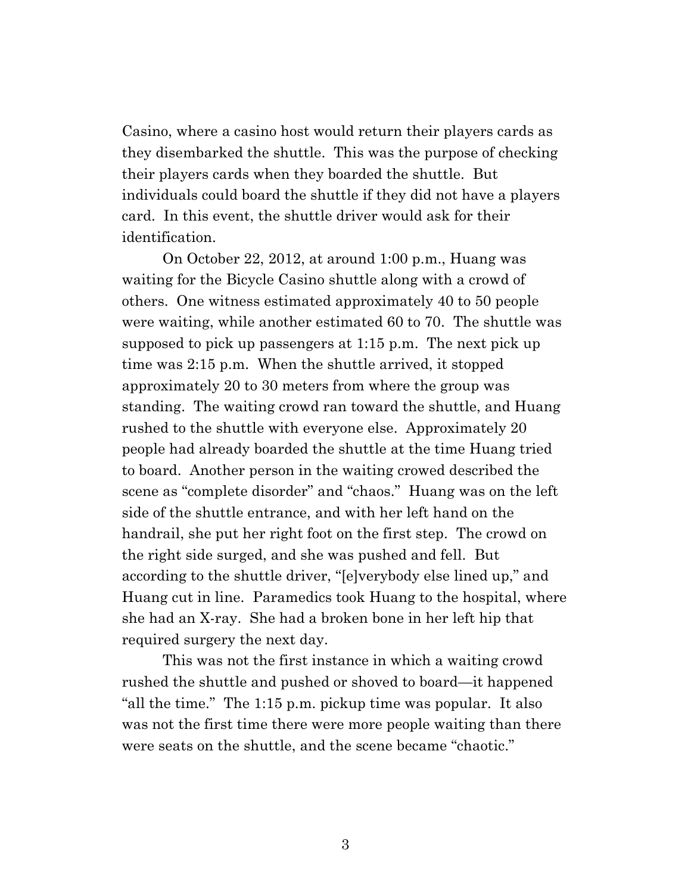Casino, where a casino host would return their players cards as they disembarked the shuttle. This was the purpose of checking their players cards when they boarded the shuttle. But individuals could board the shuttle if they did not have a players card. In this event, the shuttle driver would ask for their identification.

On October 22, 2012, at around 1:00 p.m., Huang was waiting for the Bicycle Casino shuttle along with a crowd of others. One witness estimated approximately 40 to 50 people were waiting, while another estimated 60 to 70. The shuttle was supposed to pick up passengers at 1:15 p.m. The next pick up time was 2:15 p.m. When the shuttle arrived, it stopped approximately 20 to 30 meters from where the group was standing. The waiting crowd ran toward the shuttle, and Huang rushed to the shuttle with everyone else. Approximately 20 people had already boarded the shuttle at the time Huang tried to board. Another person in the waiting crowed described the scene as "complete disorder" and "chaos." Huang was on the left side of the shuttle entrance, and with her left hand on the handrail, she put her right foot on the first step. The crowd on the right side surged, and she was pushed and fell. But according to the shuttle driver, "[e]verybody else lined up," and Huang cut in line. Paramedics took Huang to the hospital, where she had an X-ray. She had a broken bone in her left hip that required surgery the next day.

This was not the first instance in which a waiting crowd rushed the shuttle and pushed or shoved to board—it happened "all the time." The 1:15 p.m. pickup time was popular. It also was not the first time there were more people waiting than there were seats on the shuttle, and the scene became "chaotic."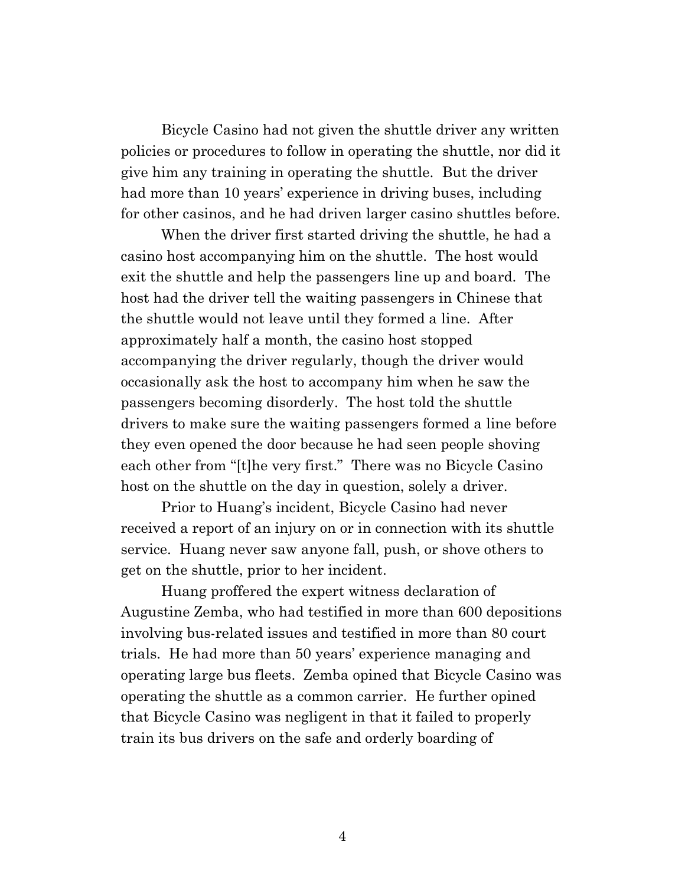Bicycle Casino had not given the shuttle driver any written policies or procedures to follow in operating the shuttle, nor did it give him any training in operating the shuttle. But the driver had more than 10 years' experience in driving buses, including for other casinos, and he had driven larger casino shuttles before.

When the driver first started driving the shuttle, he had a casino host accompanying him on the shuttle. The host would exit the shuttle and help the passengers line up and board. The host had the driver tell the waiting passengers in Chinese that the shuttle would not leave until they formed a line. After approximately half a month, the casino host stopped accompanying the driver regularly, though the driver would occasionally ask the host to accompany him when he saw the passengers becoming disorderly. The host told the shuttle drivers to make sure the waiting passengers formed a line before they even opened the door because he had seen people shoving each other from "[t]he very first." There was no Bicycle Casino host on the shuttle on the day in question, solely a driver.

Prior to Huang's incident, Bicycle Casino had never received a report of an injury on or in connection with its shuttle service. Huang never saw anyone fall, push, or shove others to get on the shuttle, prior to her incident.

Huang proffered the expert witness declaration of Augustine Zemba, who had testified in more than 600 depositions involving bus-related issues and testified in more than 80 court trials. He had more than 50 years' experience managing and operating large bus fleets. Zemba opined that Bicycle Casino was operating the shuttle as a common carrier. He further opined that Bicycle Casino was negligent in that it failed to properly train its bus drivers on the safe and orderly boarding of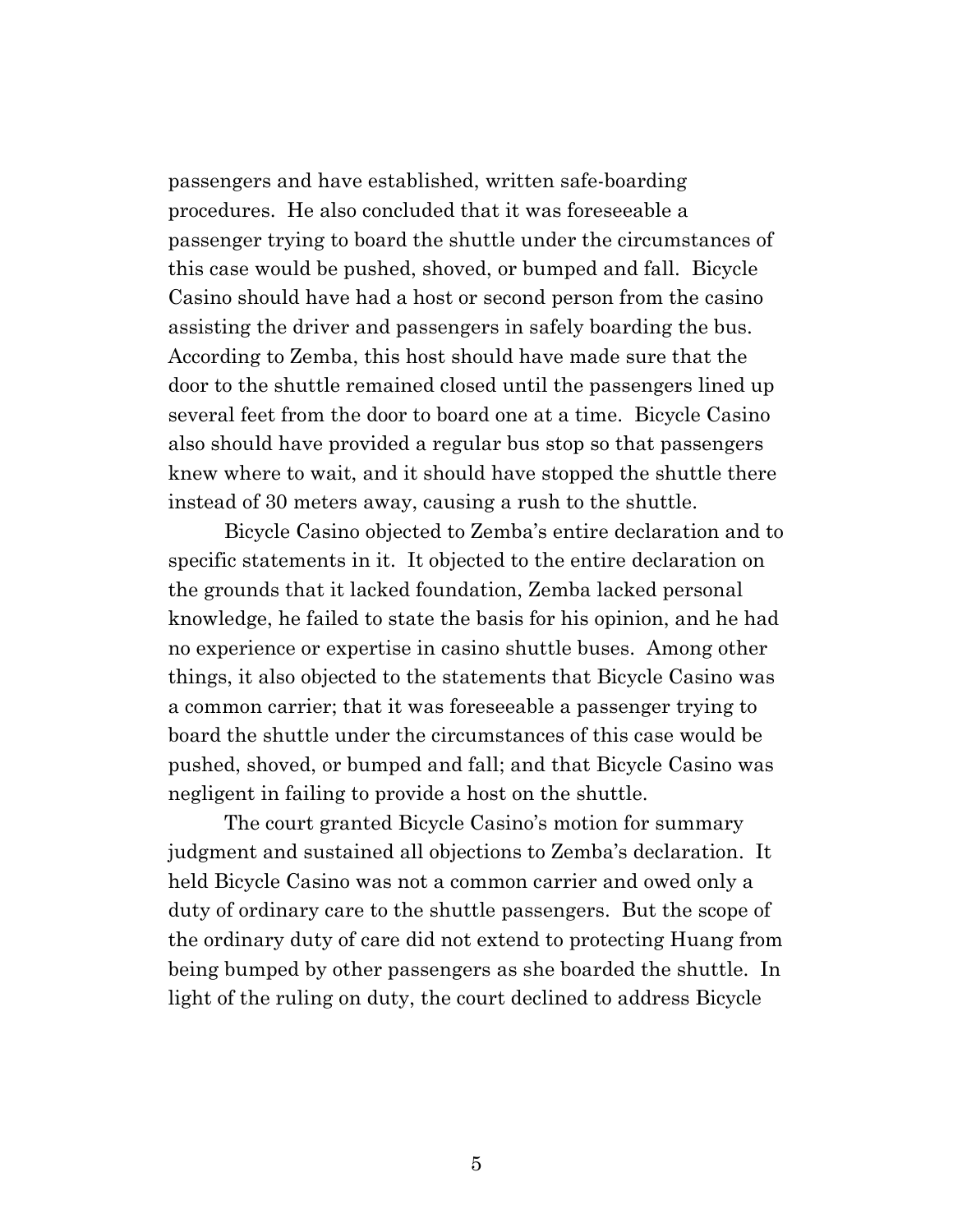passengers and have established, written safe-boarding procedures. He also concluded that it was foreseeable a passenger trying to board the shuttle under the circumstances of this case would be pushed, shoved, or bumped and fall. Bicycle Casino should have had a host or second person from the casino assisting the driver and passengers in safely boarding the bus. According to Zemba, this host should have made sure that the door to the shuttle remained closed until the passengers lined up several feet from the door to board one at a time. Bicycle Casino also should have provided a regular bus stop so that passengers knew where to wait, and it should have stopped the shuttle there instead of 30 meters away, causing a rush to the shuttle.

Bicycle Casino objected to Zemba's entire declaration and to specific statements in it. It objected to the entire declaration on the grounds that it lacked foundation, Zemba lacked personal knowledge, he failed to state the basis for his opinion, and he had no experience or expertise in casino shuttle buses. Among other things, it also objected to the statements that Bicycle Casino was a common carrier; that it was foreseeable a passenger trying to board the shuttle under the circumstances of this case would be pushed, shoved, or bumped and fall; and that Bicycle Casino was negligent in failing to provide a host on the shuttle.

The court granted Bicycle Casino's motion for summary judgment and sustained all objections to Zemba's declaration. It held Bicycle Casino was not a common carrier and owed only a duty of ordinary care to the shuttle passengers. But the scope of the ordinary duty of care did not extend to protecting Huang from being bumped by other passengers as she boarded the shuttle. In light of the ruling on duty, the court declined to address Bicycle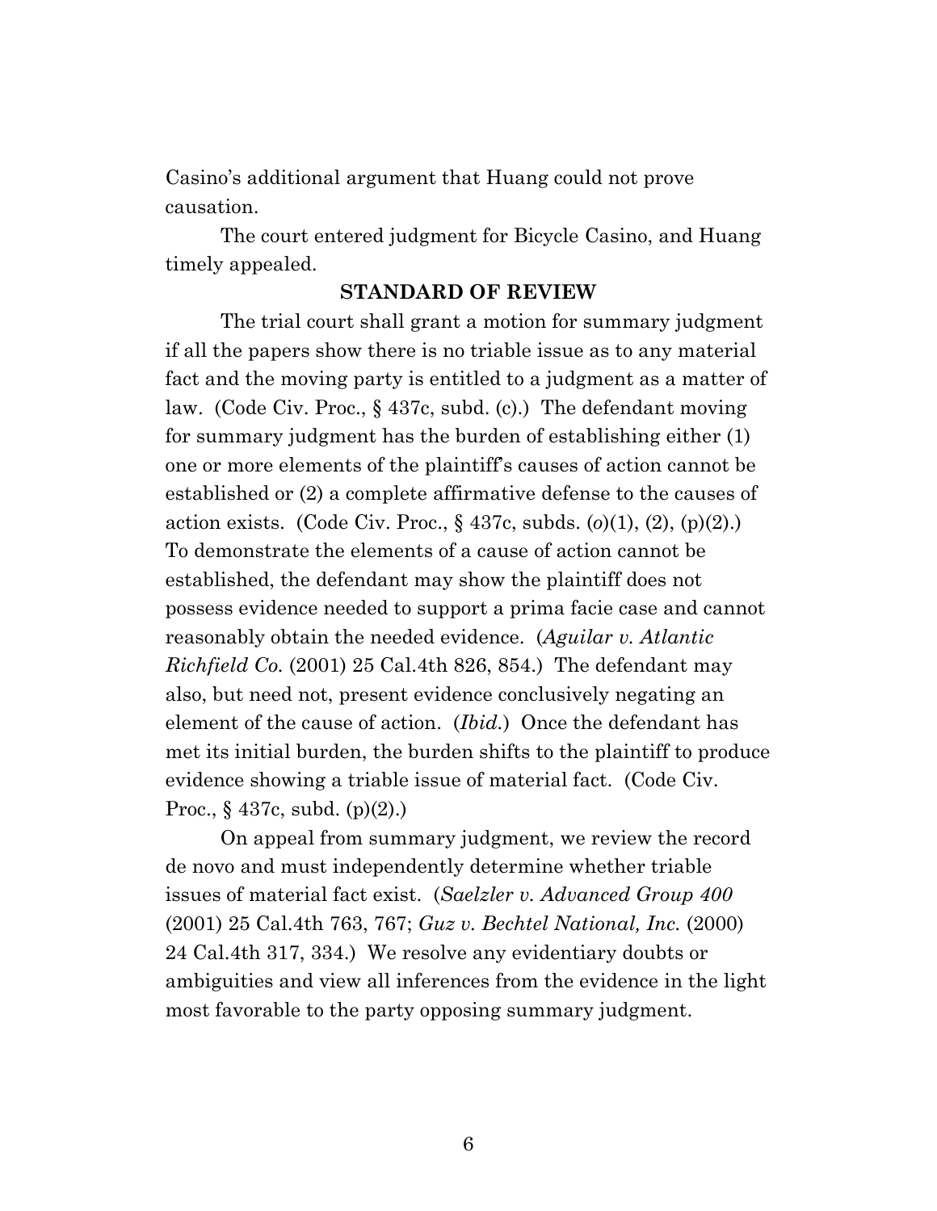Casino's additional argument that Huang could not prove causation.

The court entered judgment for Bicycle Casino, and Huang timely appealed.

## STANDARD OF REVIEW

The trial court shall grant a motion for summary judgment if all the papers show there is no triable issue as to any material fact and the moving party is entitled to a judgment as a matter of law. (Code Civ. Proc., § 437c, subd. (c).) The defendant moving for summary judgment has the burden of establishing either (1) one or more elements of the plaintiff's causes of action cannot be established or (2) a complete affirmative defense to the causes of action exists. (Code Civ. Proc., § 437c, subds. (*o*)(1), (2), (p)(2).) To demonstrate the elements of a cause of action cannot be established, the defendant may show the plaintiff does not possess evidence needed to support a prima facie case and cannot reasonably obtain the needed evidence. (*Aguilar v. Atlantic Richfield Co.* (2001) 25 Cal.4th 826, 854.) The defendant may also, but need not, present evidence conclusively negating an element of the cause of action. (*Ibid.*) Once the defendant has met its initial burden, the burden shifts to the plaintiff to produce evidence showing a triable issue of material fact. (Code Civ. Proc., § 437c, subd. (p)(2).)

On appeal from summary judgment, we review the record de novo and must independently determine whether triable issues of material fact exist. (*Saelzler v. Advanced Group 400* (2001) 25 Cal.4th 763, 767; *Guz v. Bechtel National, Inc.* (2000) 24 Cal.4th 317, 334.) We resolve any evidentiary doubts or ambiguities and view all inferences from the evidence in the light most favorable to the party opposing summary judgment.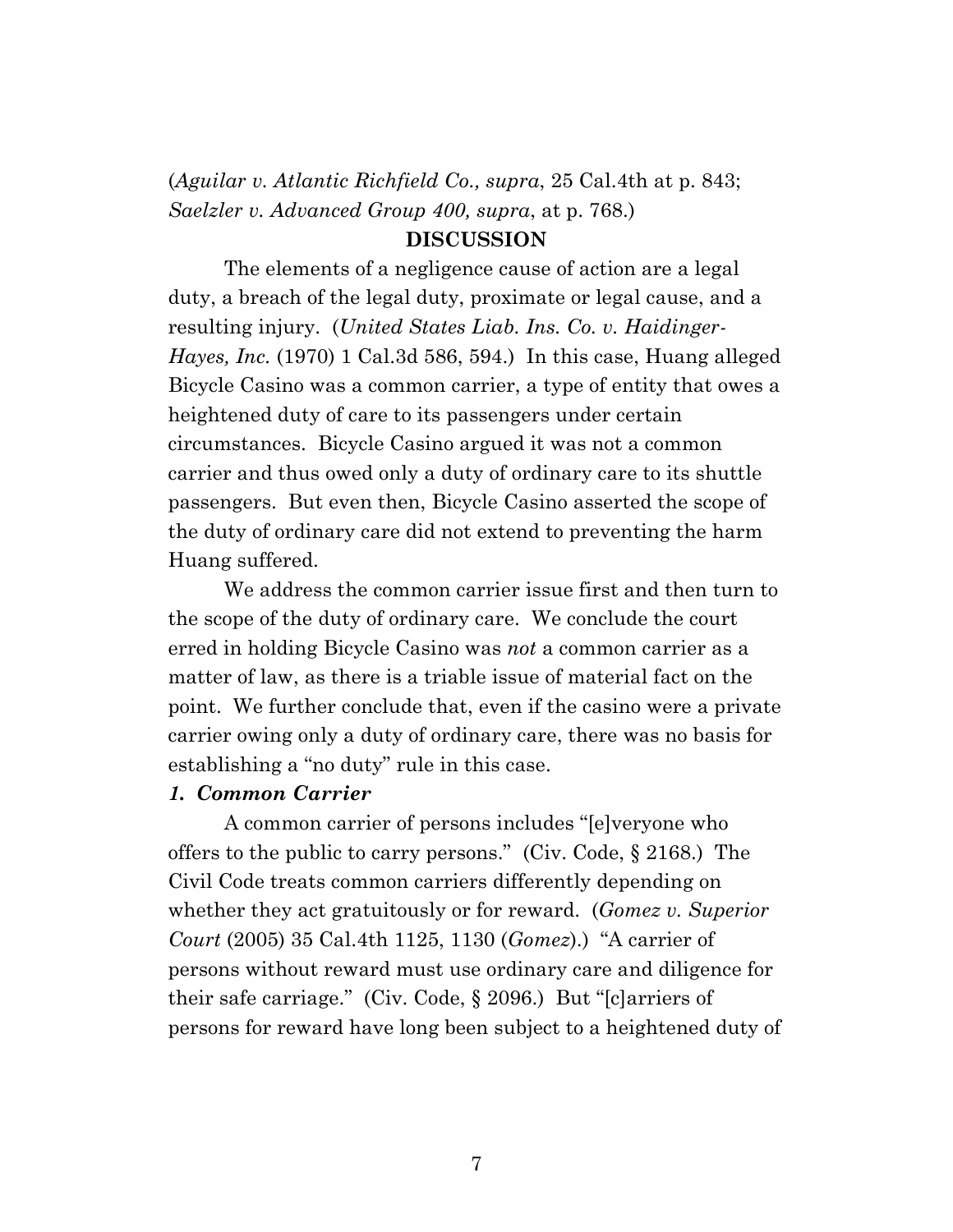(*Aguilar v. Atlantic Richfield Co., supra*, 25 Cal.4th at p. 843; *Saelzler v. Advanced Group 400, supra*, at p. 768.)

## DISCUSSION

The elements of a negligence cause of action are a legal duty, a breach of the legal duty, proximate or legal cause, and a resulting injury. (*United States Liab. Ins. Co. v. Haidinger-Hayes, Inc.* (1970) 1 Cal.3d 586, 594.) In this case, Huang alleged Bicycle Casino was a common carrier, a type of entity that owes a heightened duty of care to its passengers under certain circumstances. Bicycle Casino argued it was not a common carrier and thus owed only a duty of ordinary care to its shuttle passengers. But even then, Bicycle Casino asserted the scope of the duty of ordinary care did not extend to preventing the harm Huang suffered.

We address the common carrier issue first and then turn to the scope of the duty of ordinary care. We conclude the court erred in holding Bicycle Casino was *not* a common carrier as a matter of law, as there is a triable issue of material fact on the point. We further conclude that, even if the casino were a private carrier owing only a duty of ordinary care, there was no basis for establishing a "no duty" rule in this case.

### *1. Common Carrier*

A common carrier of persons includes "[e]veryone who offers to the public to carry persons." (Civ. Code, § 2168.) The Civil Code treats common carriers differently depending on whether they act gratuitously or for reward. (*Gomez v. Superior Court* (2005) 35 Cal.4th 1125, 1130 (*Gomez*).) "A carrier of persons without reward must use ordinary care and diligence for their safe carriage." (Civ. Code, § 2096.) But "[c]arriers of persons for reward have long been subject to a heightened duty of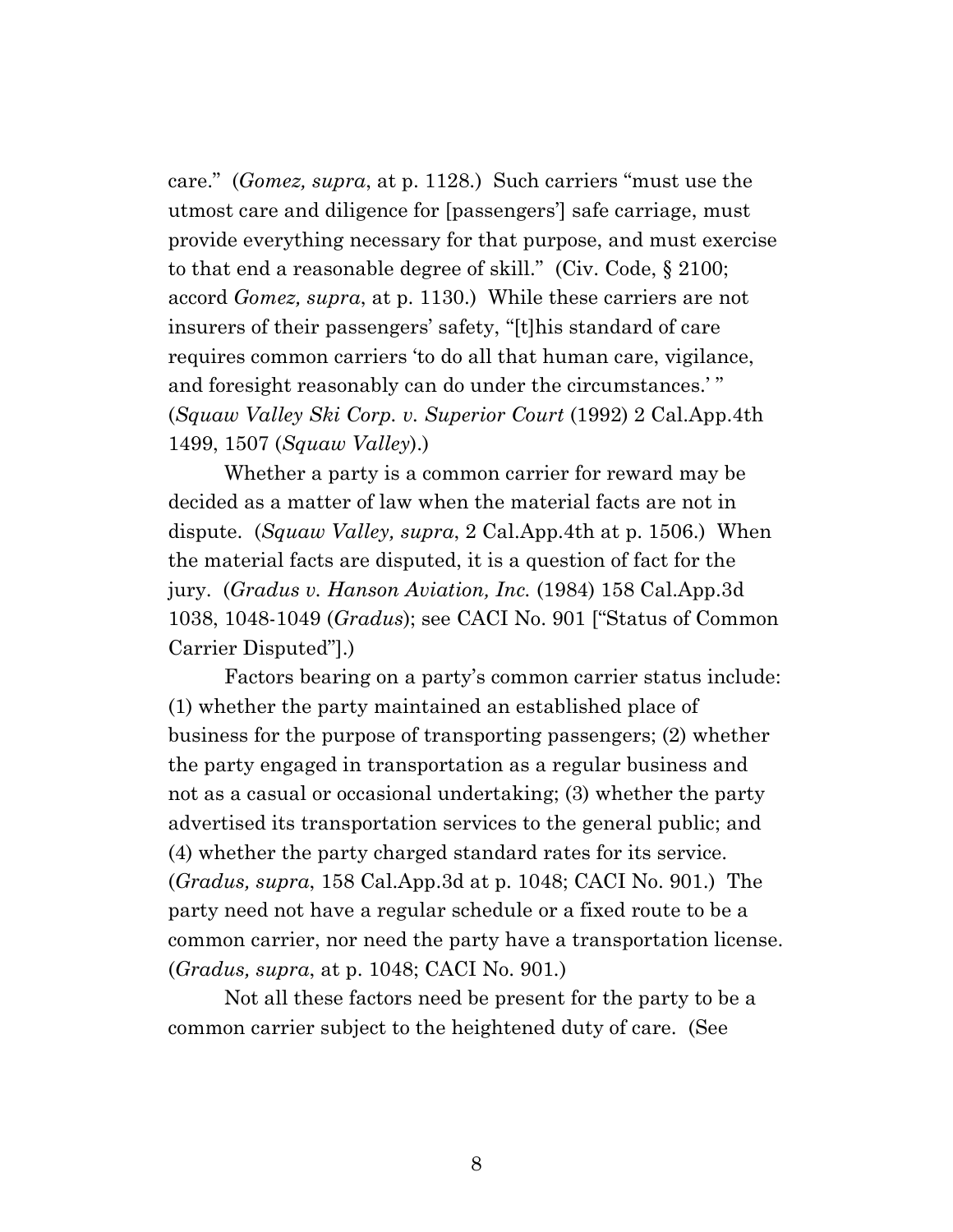care." (*Gomez, supra*, at p. 1128.) Such carriers "must use the utmost care and diligence for [passengers'] safe carriage, must provide everything necessary for that purpose, and must exercise to that end a reasonable degree of skill." (Civ. Code, § 2100; accord *Gomez, supra*, at p. 1130.) While these carriers are not insurers of their passengers' safety, "[t]his standard of care requires common carriers 'to do all that human care, vigilance, and foresight reasonably can do under the circumstances.' " (*Squaw Valley Ski Corp. v. Superior Court* (1992) 2 Cal.App.4th 1499, 1507 (*Squaw Valley*).)

Whether a party is a common carrier for reward may be decided as a matter of law when the material facts are not in dispute. (*Squaw Valley, supra*, 2 Cal.App.4th at p. 1506.) When the material facts are disputed, it is a question of fact for the jury. (*Gradus v. Hanson Aviation, Inc.* (1984) 158 Cal.App.3d 1038, 1048-1049 (*Gradus*); see CACI No. 901 ["Status of Common Carrier Disputed"].)

Factors bearing on a party's common carrier status include: (1) whether the party maintained an established place of business for the purpose of transporting passengers; (2) whether the party engaged in transportation as a regular business and not as a casual or occasional undertaking; (3) whether the party advertised its transportation services to the general public; and (4) whether the party charged standard rates for its service. (*Gradus, supra*, 158 Cal.App.3d at p. 1048; CACI No. 901.) The party need not have a regular schedule or a fixed route to be a common carrier, nor need the party have a transportation license. (*Gradus, supra*, at p. 1048; CACI No. 901.)

Not all these factors need be present for the party to be a common carrier subject to the heightened duty of care. (See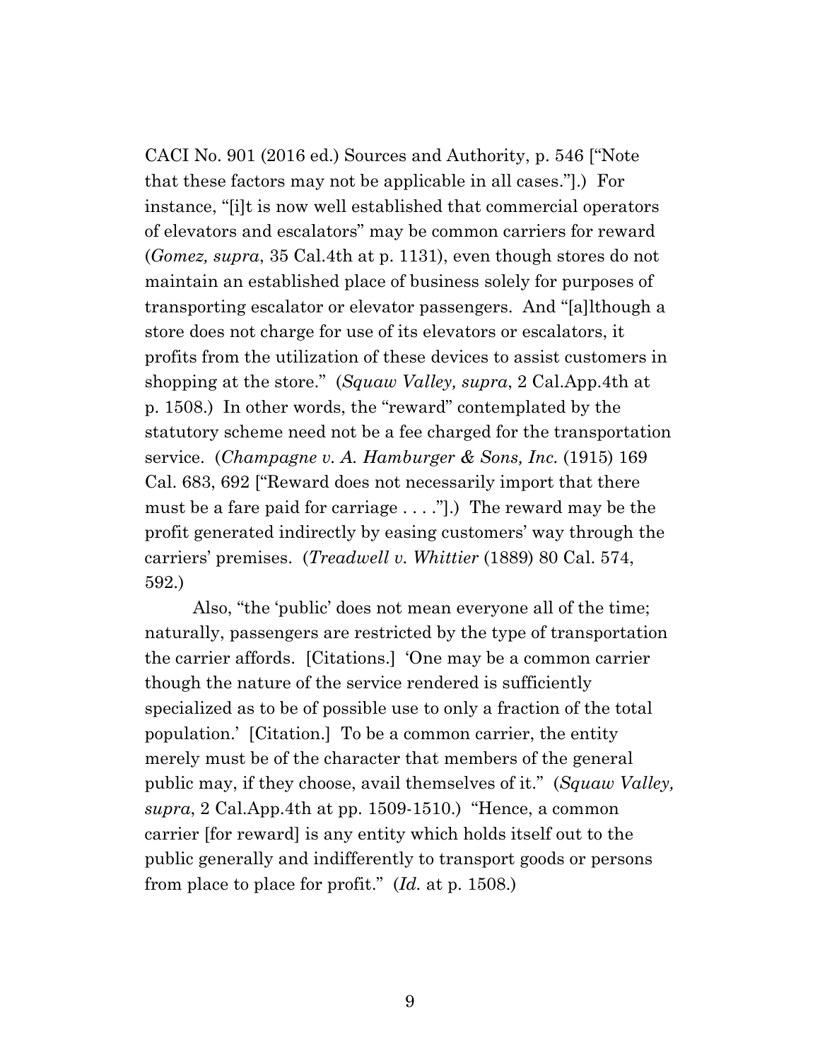CACI No. 901 (2016 ed.) Sources and Authority, p. 546 ["Note that these factors may not be applicable in all cases."].) For instance, "[i]t is now well established that commercial operators of elevators and escalators" may be common carriers for reward (*Gomez, supra*, 35 Cal.4th at p. 1131), even though stores do not maintain an established place of business solely for purposes of transporting escalator or elevator passengers. And "[a]lthough a store does not charge for use of its elevators or escalators, it profits from the utilization of these devices to assist customers in shopping at the store." (*Squaw Valley, supra*, 2 Cal.App.4th at p. 1508.) In other words, the "reward" contemplated by the statutory scheme need not be a fee charged for the transportation service. (*Champagne v. A. Hamburger & Sons, Inc.* (1915) 169 Cal. 683, 692 ["Reward does not necessarily import that there must be a fare paid for carriage . . . ."].) The reward may be the profit generated indirectly by easing customers' way through the carriers' premises. (*Treadwell v. Whittier* (1889) 80 Cal. 574, 592.)

Also, "the 'public' does not mean everyone all of the time; naturally, passengers are restricted by the type of transportation the carrier affords. [Citations.] 'One may be a common carrier though the nature of the service rendered is sufficiently specialized as to be of possible use to only a fraction of the total population.' [Citation.] To be a common carrier, the entity merely must be of the character that members of the general public may, if they choose, avail themselves of it." (*Squaw Valley, supra*, 2 Cal.App.4th at pp. 1509-1510.) "Hence, a common carrier [for reward] is any entity which holds itself out to the public generally and indifferently to transport goods or persons from place to place for profit." (*Id.* at p. 1508.)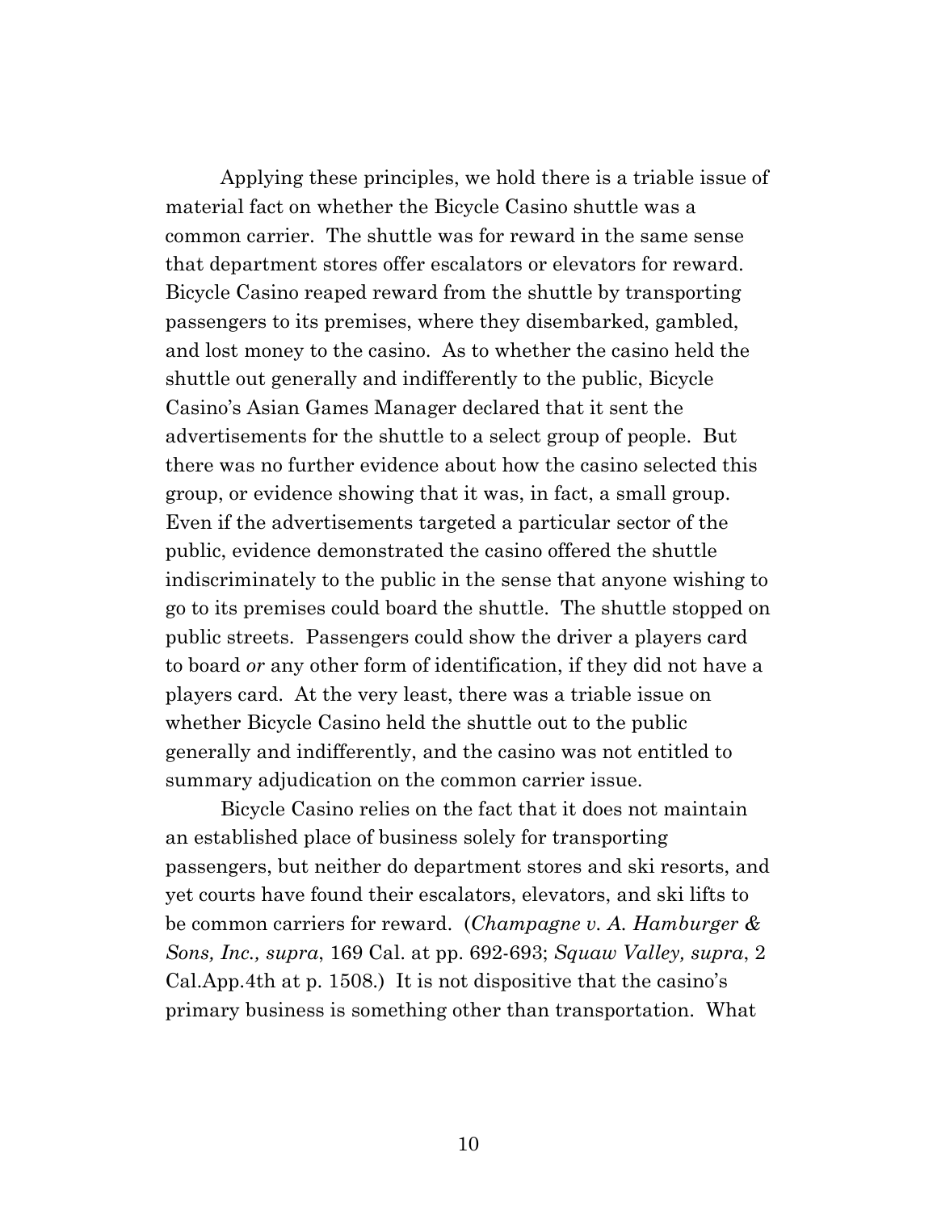Applying these principles, we hold there is a triable issue of material fact on whether the Bicycle Casino shuttle was a common carrier. The shuttle was for reward in the same sense that department stores offer escalators or elevators for reward. Bicycle Casino reaped reward from the shuttle by transporting passengers to its premises, where they disembarked, gambled, and lost money to the casino. As to whether the casino held the shuttle out generally and indifferently to the public, Bicycle Casino's Asian Games Manager declared that it sent the advertisements for the shuttle to a select group of people. But there was no further evidence about how the casino selected this group, or evidence showing that it was, in fact, a small group. Even if the advertisements targeted a particular sector of the public, evidence demonstrated the casino offered the shuttle indiscriminately to the public in the sense that anyone wishing to go to its premises could board the shuttle. The shuttle stopped on public streets. Passengers could show the driver a players card to board *or* any other form of identification, if they did not have a players card. At the very least, there was a triable issue on whether Bicycle Casino held the shuttle out to the public generally and indifferently, and the casino was not entitled to summary adjudication on the common carrier issue.

Bicycle Casino relies on the fact that it does not maintain an established place of business solely for transporting passengers, but neither do department stores and ski resorts, and yet courts have found their escalators, elevators, and ski lifts to be common carriers for reward. (*Champagne v. A. Hamburger & Sons, Inc., supra*, 169 Cal. at pp. 692-693; *Squaw Valley, supra*, 2 Cal.App.4th at p. 1508.) It is not dispositive that the casino's primary business is something other than transportation. What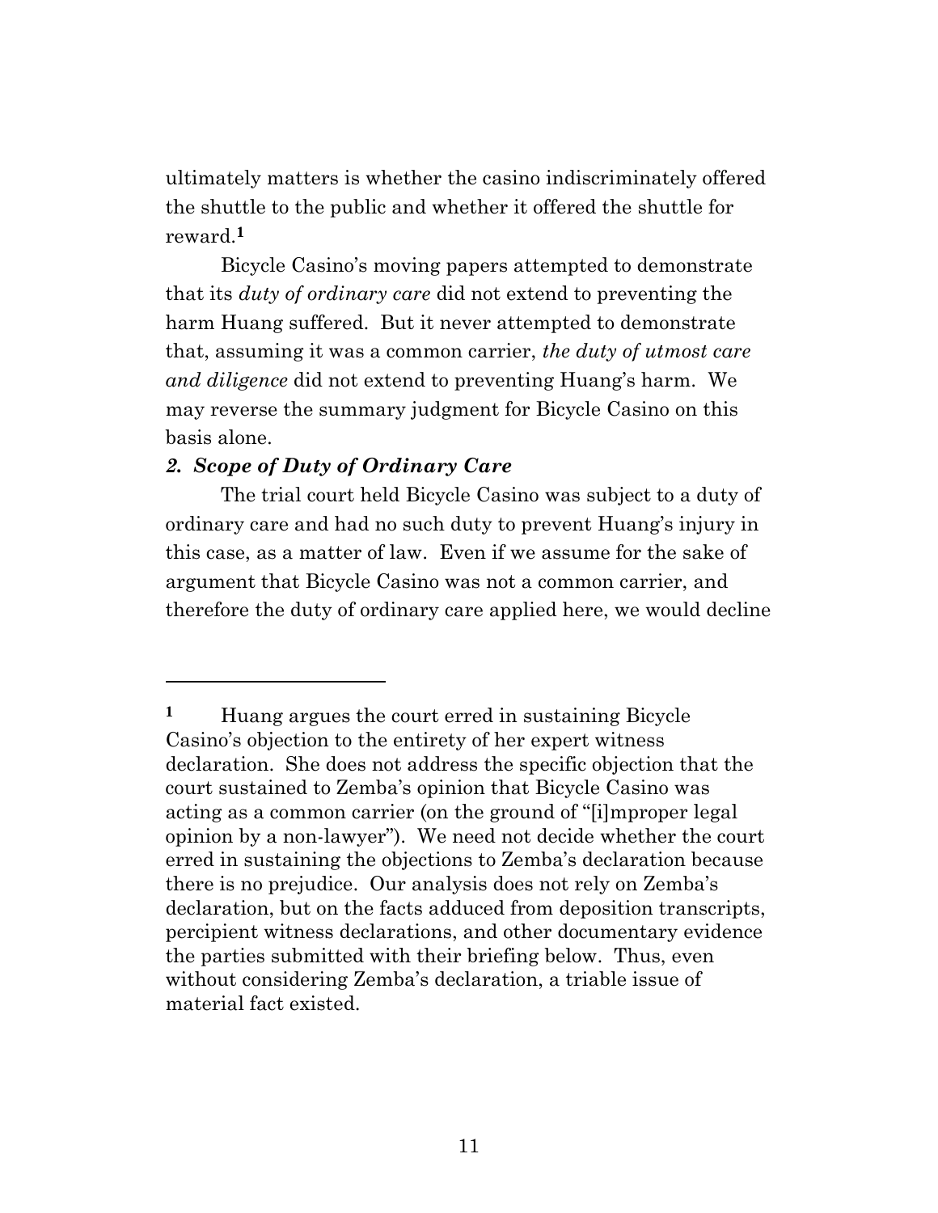ultimately matters is whether the casino indiscriminately offered the shuttle to the public and whether it offered the shuttle for reward.[1]

Bicycle Casino's moving papers attempted to demonstrate that its *duty of ordinary care* did not extend to preventing the harm Huang suffered. But it never attempted to demonstrate that, assuming it was a common carrier, *the duty of utmost care and diligence* did not extend to preventing Huang's harm. We may reverse the summary judgment for Bicycle Casino on this basis alone.

### *2. Scope of Duty of Ordinary Care*

The trial court held Bicycle Casino was subject to a duty of ordinary care and had no such duty to prevent Huang's injury in this case, as a matter of law. Even if we assume for the sake of argument that Bicycle Casino was not a common carrier, and therefore the duty of ordinary care applied here, we would decline

---

[1] Huang argues the court erred in sustaining Bicycle Casino's objection to the entirety of her expert witness declaration. She does not address the specific objection that the court sustained to Zemba's opinion that Bicycle Casino was acting as a common carrier (on the ground of "[i]mproper legal opinion by a non-lawyer"). We need not decide whether the court erred in sustaining the objections to Zemba's declaration because there is no prejudice. Our analysis does not rely on Zemba's declaration, but on the facts adduced from deposition transcripts, percipient witness declarations, and other documentary evidence the parties submitted with their briefing below. Thus, even without considering Zemba's declaration, a triable issue of material fact existed.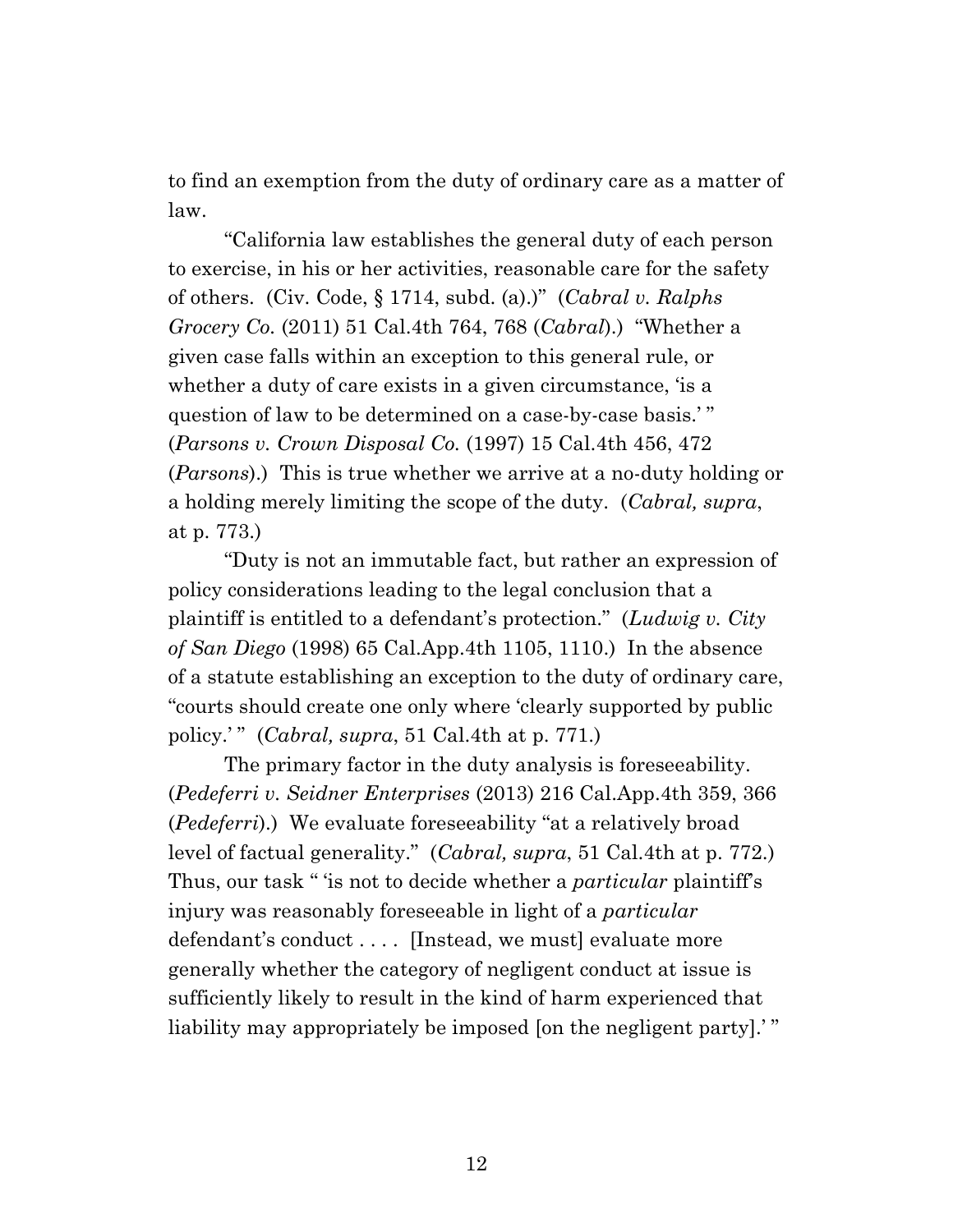to find an exemption from the duty of ordinary care as a matter of law.

"California law establishes the general duty of each person to exercise, in his or her activities, reasonable care for the safety of others. (Civ. Code, § 1714, subd. (a).)" (*Cabral v. Ralphs Grocery Co.* (2011) 51 Cal.4th 764, 768 (*Cabral*).) "Whether a given case falls within an exception to this general rule, or whether a duty of care exists in a given circumstance, 'is a question of law to be determined on a case-by-case basis.' " (*Parsons v. Crown Disposal Co.* (1997) 15 Cal.4th 456, 472 (*Parsons*).) This is true whether we arrive at a no-duty holding or a holding merely limiting the scope of the duty. (*Cabral, supra*, at p. 773.)

"Duty is not an immutable fact, but rather an expression of policy considerations leading to the legal conclusion that a plaintiff is entitled to a defendant's protection." (*Ludwig v. City of San Diego* (1998) 65 Cal.App.4th 1105, 1110.) In the absence of a statute establishing an exception to the duty of ordinary care, "courts should create one only where 'clearly supported by public policy.' " (*Cabral, supra*, 51 Cal.4th at p. 771.)

The primary factor in the duty analysis is foreseeability. (*Pedeferri v. Seidner Enterprises* (2013) 216 Cal.App.4th 359, 366 (*Pedeferri*).) We evaluate foreseeability "at a relatively broad level of factual generality." (*Cabral, supra*, 51 Cal.4th at p. 772.) Thus, our task " 'is not to decide whether a *particular* plaintiff's injury was reasonably foreseeable in light of a *particular* defendant's conduct . . . . [Instead, we must] evaluate more generally whether the category of negligent conduct at issue is sufficiently likely to result in the kind of harm experienced that liability may appropriately be imposed [on the negligent party].' "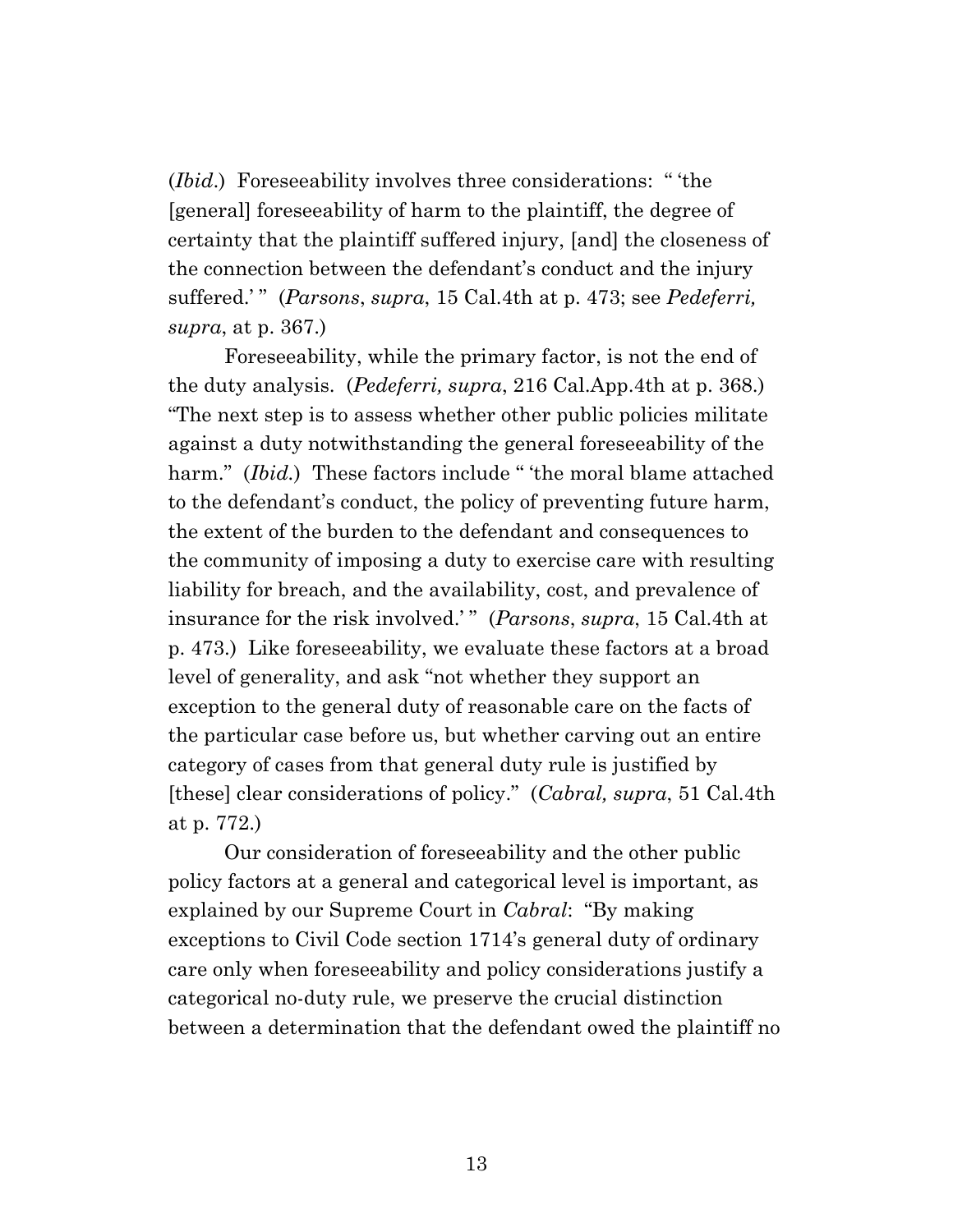(*Ibid*.) Foreseeability involves three considerations: " 'the [general] foreseeability of harm to the plaintiff, the degree of certainty that the plaintiff suffered injury, [and] the closeness of the connection between the defendant's conduct and the injury suffered.' " (*Parsons*, *supra*, 15 Cal.4th at p. 473; see *Pedeferri, supra*, at p. 367.)

Foreseeability, while the primary factor, is not the end of the duty analysis. (*Pedeferri, supra*, 216 Cal.App.4th at p. 368.) "The next step is to assess whether other public policies militate against a duty notwithstanding the general foreseeability of the harm." (*Ibid.*) These factors include " 'the moral blame attached to the defendant's conduct, the policy of preventing future harm, the extent of the burden to the defendant and consequences to the community of imposing a duty to exercise care with resulting liability for breach, and the availability, cost, and prevalence of insurance for the risk involved.' " (*Parsons*, *supra*, 15 Cal.4th at p. 473.) Like foreseeability, we evaluate these factors at a broad level of generality, and ask "not whether they support an exception to the general duty of reasonable care on the facts of the particular case before us, but whether carving out an entire category of cases from that general duty rule is justified by [these] clear considerations of policy." (*Cabral, supra*, 51 Cal.4th at p. 772.)

Our consideration of foreseeability and the other public policy factors at a general and categorical level is important, as explained by our Supreme Court in *Cabral*: "By making exceptions to Civil Code section 1714's general duty of ordinary care only when foreseeability and policy considerations justify a categorical no-duty rule, we preserve the crucial distinction between a determination that the defendant owed the plaintiff no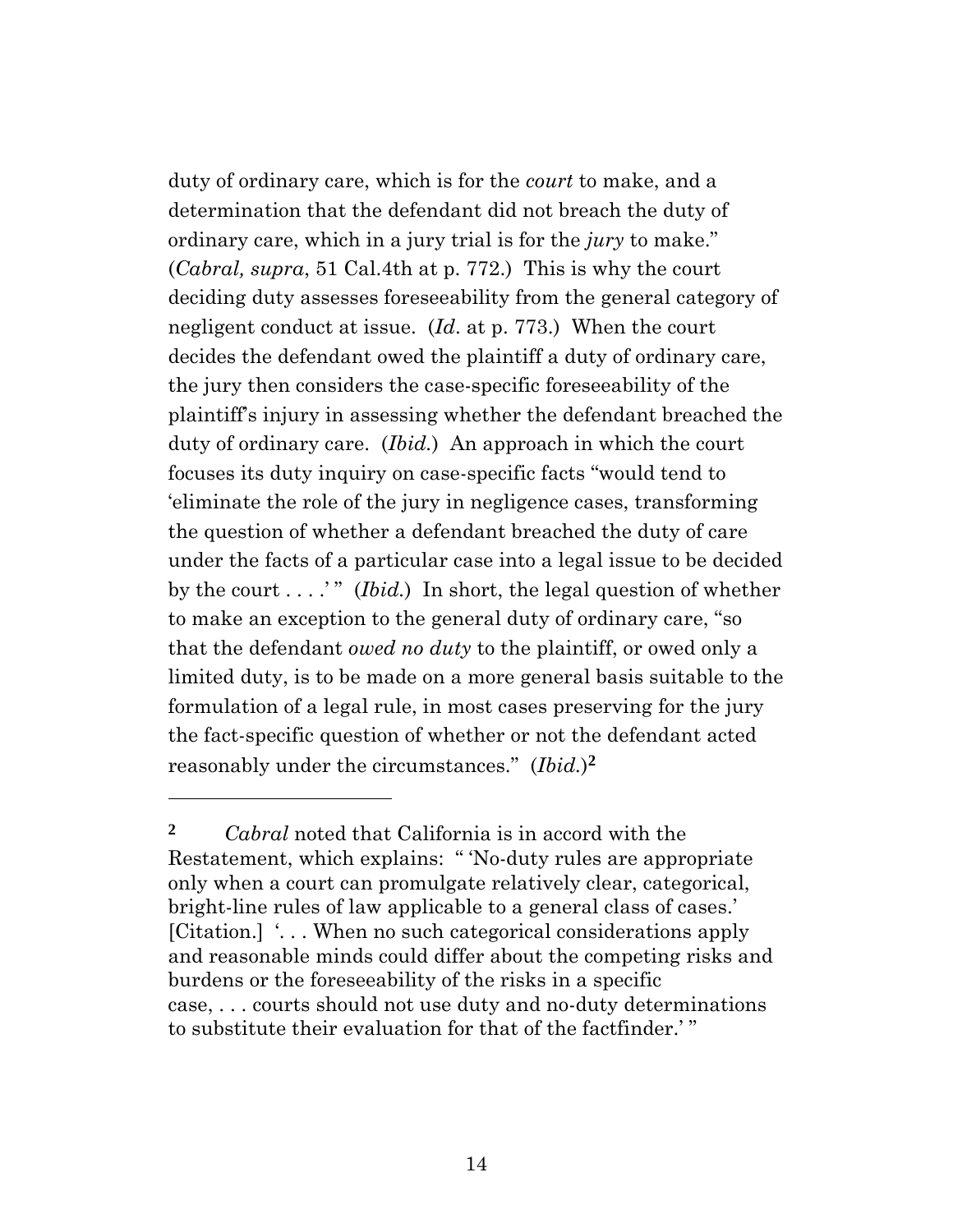duty of ordinary care, which is for the *court* to make, and a determination that the defendant did not breach the duty of ordinary care, which in a jury trial is for the *jury* to make." (*Cabral, supra*, 51 Cal.4th at p. 772.) This is why the court deciding duty assesses foreseeability from the general category of negligent conduct at issue. (*Id*. at p. 773.) When the court decides the defendant owed the plaintiff a duty of ordinary care, the jury then considers the case-specific foreseeability of the plaintiff's injury in assessing whether the defendant breached the duty of ordinary care. (*Ibid.*) An approach in which the court focuses its duty inquiry on case-specific facts "would tend to 'eliminate the role of the jury in negligence cases, transforming the question of whether a defendant breached the duty of care under the facts of a particular case into a legal issue to be decided by the court . . . .' " (*Ibid.*) In short, the legal question of whether to make an exception to the general duty of ordinary care, "so that the defendant *owed no duty* to the plaintiff, or owed only a limited duty, is to be made on a more general basis suitable to the formulation of a legal rule, in most cases preserving for the jury the fact-specific question of whether or not the defendant acted reasonably under the circumstances." (*Ibid.*)[2]

---

[2] *Cabral* noted that California is in accord with the Restatement, which explains: " 'No-duty rules are appropriate only when a court can promulgate relatively clear, categorical, bright-line rules of law applicable to a general class of cases.' [Citation.] '. . . When no such categorical considerations apply and reasonable minds could differ about the competing risks and burdens or the foreseeability of the risks in a specific case, . . . courts should not use duty and no-duty determinations to substitute their evaluation for that of the factfinder.' "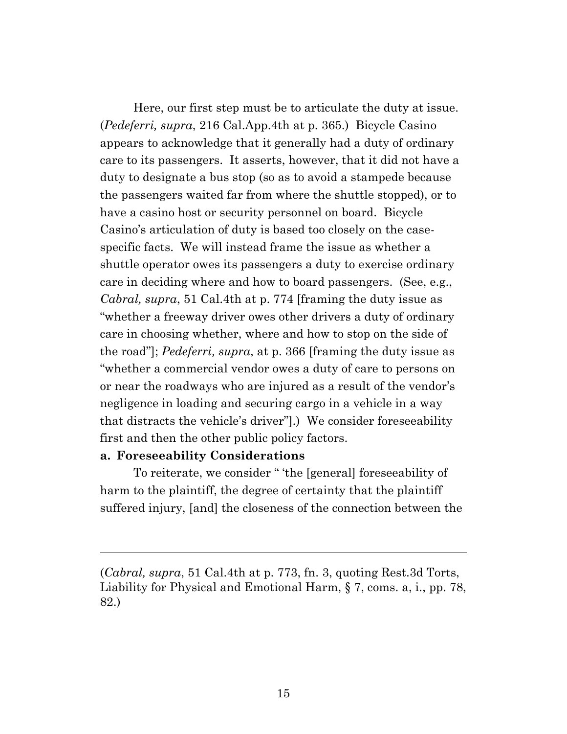Here, our first step must be to articulate the duty at issue. (*Pedeferri, supra*, 216 Cal.App.4th at p. 365.) Bicycle Casino appears to acknowledge that it generally had a duty of ordinary care to its passengers. It asserts, however, that it did not have a duty to designate a bus stop (so as to avoid a stampede because the passengers waited far from where the shuttle stopped), or to have a casino host or security personnel on board. Bicycle Casino's articulation of duty is based too closely on the case-specific facts. We will instead frame the issue as whether a shuttle operator owes its passengers a duty to exercise ordinary care in deciding where and how to board passengers. (See, e.g., *Cabral, supra*, 51 Cal.4th at p. 774 [framing the duty issue as "whether a freeway driver owes other drivers a duty of ordinary care in choosing whether, where and how to stop on the side of the road"]; *Pedeferri, supra*, at p. 366 [framing the duty issue as "whether a commercial vendor owes a duty of care to persons on or near the roadways who are injured as a result of the vendor's negligence in loading and securing cargo in a vehicle in a way that distracts the vehicle's driver"].) We consider foreseeability first and then the other public policy factors.

**a. Foreseeability Considerations**

To reiterate, we consider " 'the [general] foreseeability of harm to the plaintiff, the degree of certainty that the plaintiff suffered injury, [and] the closeness of the connection between the

---

(*Cabral, supra*, 51 Cal.4th at p. 773, fn. 3, quoting Rest.3d Torts, Liability for Physical and Emotional Harm, § 7, coms. a, i., pp. 78, 82.)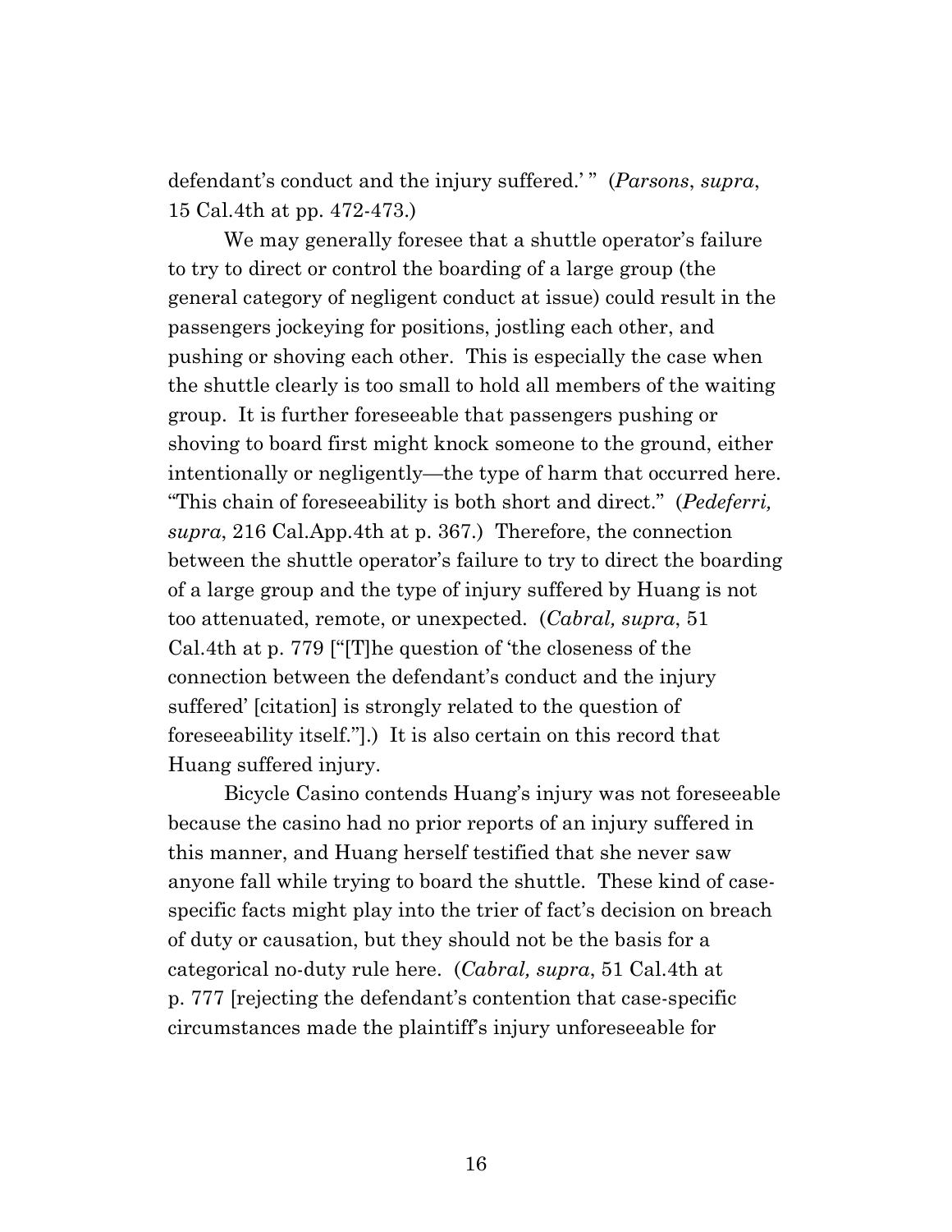defendant's conduct and the injury suffered.' " (*Parsons*, *supra*, 15 Cal.4th at pp. 472-473.)

We may generally foresee that a shuttle operator's failure to try to direct or control the boarding of a large group (the general category of negligent conduct at issue) could result in the passengers jockeying for positions, jostling each other, and pushing or shoving each other. This is especially the case when the shuttle clearly is too small to hold all members of the waiting group. It is further foreseeable that passengers pushing or shoving to board first might knock someone to the ground, either intentionally or negligently—the type of harm that occurred here. "This chain of foreseeability is both short and direct." (*Pedeferri, supra*, 216 Cal.App.4th at p. 367.) Therefore, the connection between the shuttle operator's failure to try to direct the boarding of a large group and the type of injury suffered by Huang is not too attenuated, remote, or unexpected. (*Cabral, supra*, 51 Cal.4th at p. 779 ["[T]he question of 'the closeness of the connection between the defendant's conduct and the injury suffered' [citation] is strongly related to the question of foreseeability itself."].) It is also certain on this record that Huang suffered injury.

Bicycle Casino contends Huang's injury was not foreseeable because the casino had no prior reports of an injury suffered in this manner, and Huang herself testified that she never saw anyone fall while trying to board the shuttle. These kind of case-specific facts might play into the trier of fact's decision on breach of duty or causation, but they should not be the basis for a categorical no-duty rule here. (*Cabral, supra*, 51 Cal.4th at p. 777 [rejecting the defendant's contention that case-specific circumstances made the plaintiff's injury unforeseeable for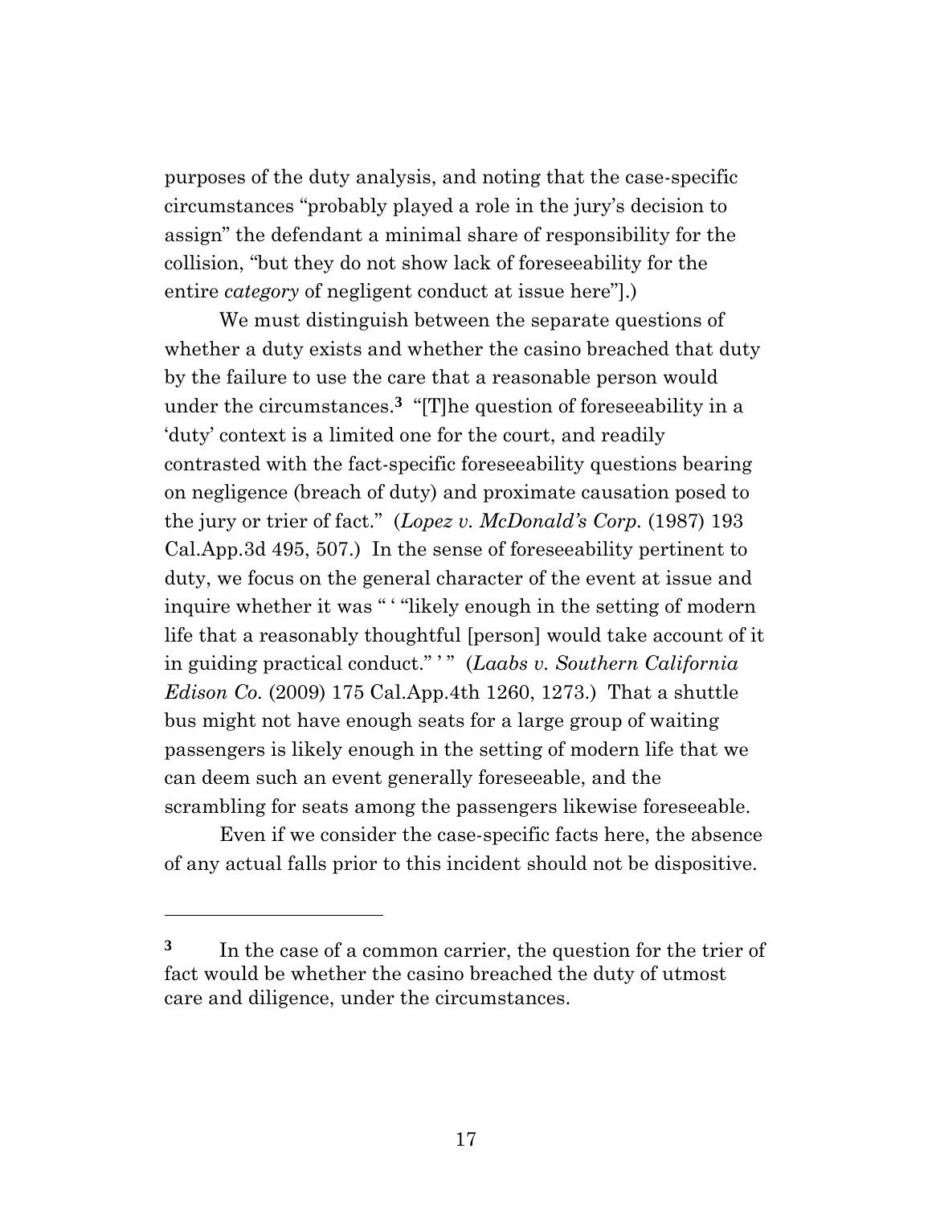purposes of the duty analysis, and noting that the case-specific circumstances "probably played a role in the jury's decision to assign" the defendant a minimal share of responsibility for the collision, "but they do not show lack of foreseeability for the entire *category* of negligent conduct at issue here"].)

We must distinguish between the separate questions of whether a duty exists and whether the casino breached that duty by the failure to use the care that a reasonable person would under the circumstances.[3] "[T]he question of foreseeability in a 'duty' context is a limited one for the court, and readily contrasted with the fact-specific foreseeability questions bearing on negligence (breach of duty) and proximate causation posed to the jury or trier of fact." (*Lopez v. McDonald's Corp.* (1987) 193 Cal.App.3d 495, 507.) In the sense of foreseeability pertinent to duty, we focus on the general character of the event at issue and inquire whether it was " ' "likely enough in the setting of modern life that a reasonably thoughtful [person] would take account of it in guiding practical conduct." ' " (*Laabs v. Southern California Edison Co.* (2009) 175 Cal.App.4th 1260, 1273.) That a shuttle bus might not have enough seats for a large group of waiting passengers is likely enough in the setting of modern life that we can deem such an event generally foreseeable, and the scrambling for seats among the passengers likewise foreseeable.

Even if we consider the case-specific facts here, the absence of any actual falls prior to this incident should not be dispositive.

---

[3] In the case of a common carrier, the question for the trier of fact would be whether the casino breached the duty of utmost care and diligence, under the circumstances.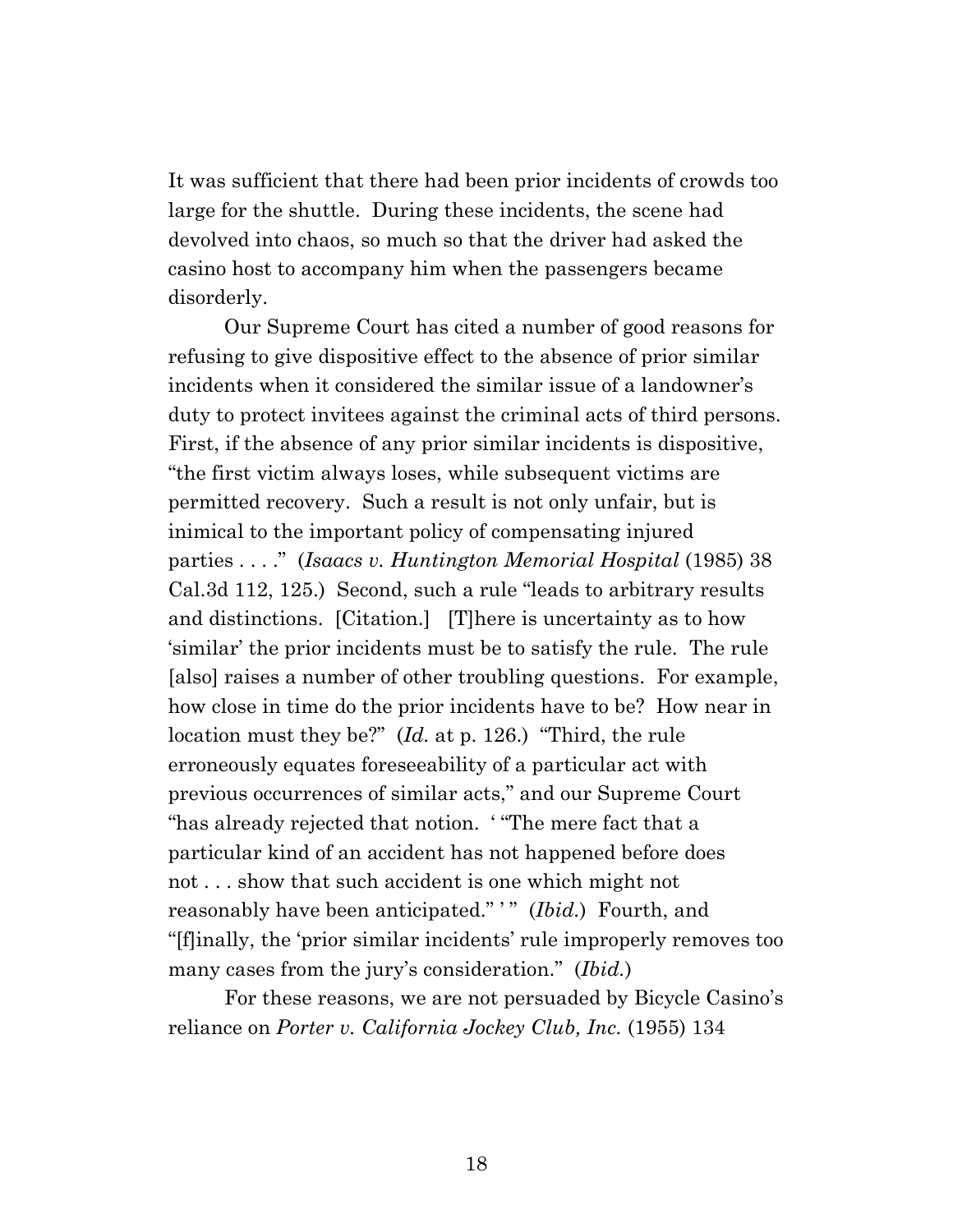It was sufficient that there had been prior incidents of crowds too large for the shuttle. During these incidents, the scene had devolved into chaos, so much so that the driver had asked the casino host to accompany him when the passengers became disorderly.

Our Supreme Court has cited a number of good reasons for refusing to give dispositive effect to the absence of prior similar incidents when it considered the similar issue of a landowner's duty to protect invitees against the criminal acts of third persons. First, if the absence of any prior similar incidents is dispositive, "the first victim always loses, while subsequent victims are permitted recovery. Such a result is not only unfair, but is inimical to the important policy of compensating injured parties . . . ." (*Isaacs v. Huntington Memorial Hospital* (1985) 38 Cal.3d 112, 125.) Second, such a rule "leads to arbitrary results and distinctions. [Citation.] [T]here is uncertainty as to how 'similar' the prior incidents must be to satisfy the rule. The rule [also] raises a number of other troubling questions. For example, how close in time do the prior incidents have to be? How near in location must they be?" (*Id.* at p. 126.) "Third, the rule erroneously equates foreseeability of a particular act with previous occurrences of similar acts," and our Supreme Court "has already rejected that notion. ' "The mere fact that a particular kind of an accident has not happened before does not . . . show that such accident is one which might not reasonably have been anticipated." ' " (*Ibid.*) Fourth, and "[f]inally, the 'prior similar incidents' rule improperly removes too many cases from the jury's consideration." (*Ibid.*)

For these reasons, we are not persuaded by Bicycle Casino's reliance on *Porter v. California Jockey Club, Inc.* (1955) 134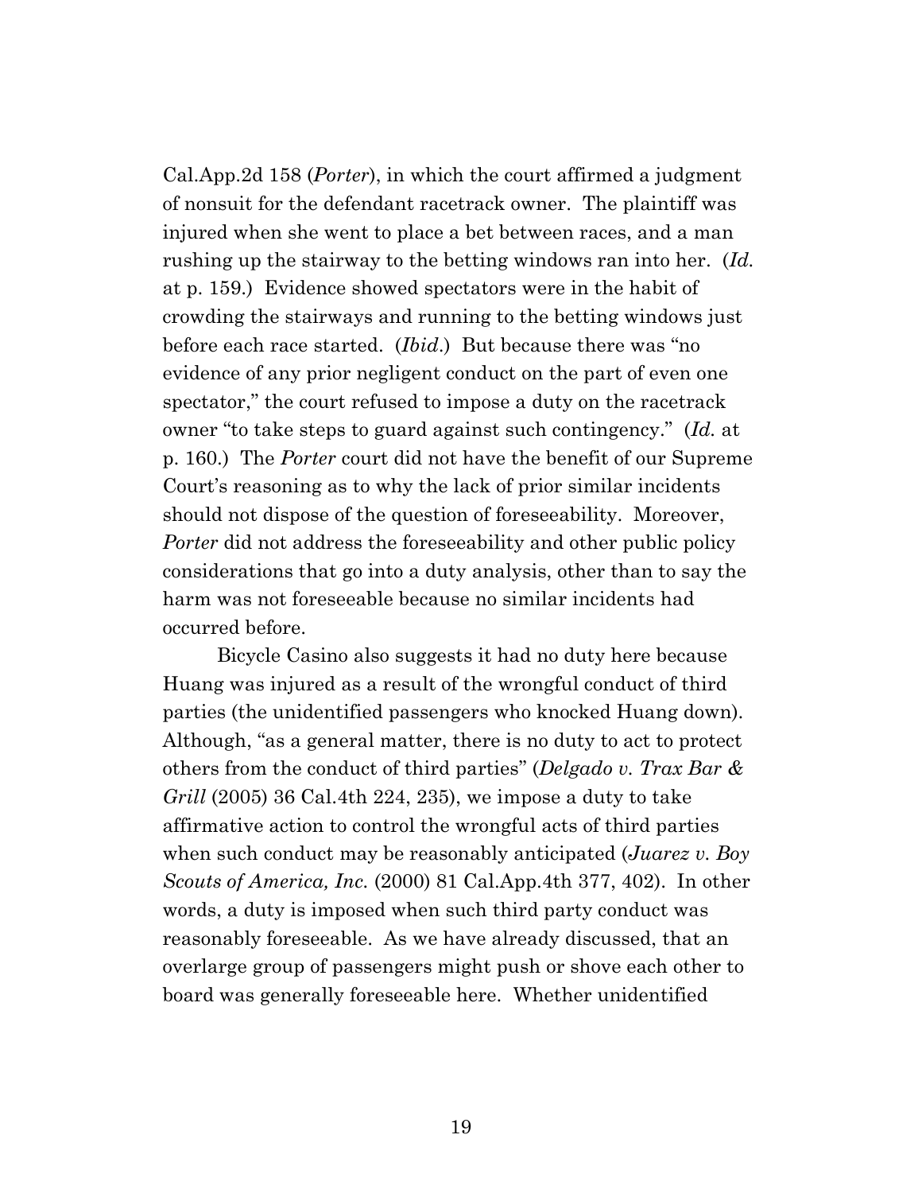Cal.App.2d 158 (*Porter*), in which the court affirmed a judgment of nonsuit for the defendant racetrack owner. The plaintiff was injured when she went to place a bet between races, and a man rushing up the stairway to the betting windows ran into her. (*Id.* at p. 159.) Evidence showed spectators were in the habit of crowding the stairways and running to the betting windows just before each race started. (*Ibid.*) But because there was "no evidence of any prior negligent conduct on the part of even one spectator," the court refused to impose a duty on the racetrack owner "to take steps to guard against such contingency." (*Id.* at p. 160.) The *Porter* court did not have the benefit of our Supreme Court's reasoning as to why the lack of prior similar incidents should not dispose of the question of foreseeability. Moreover, *Porter* did not address the foreseeability and other public policy considerations that go into a duty analysis, other than to say the harm was not foreseeable because no similar incidents had occurred before.

Bicycle Casino also suggests it had no duty here because Huang was injured as a result of the wrongful conduct of third parties (the unidentified passengers who knocked Huang down). Although, "as a general matter, there is no duty to act to protect others from the conduct of third parties" (*Delgado v. Trax Bar & Grill* (2005) 36 Cal.4th 224, 235), we impose a duty to take affirmative action to control the wrongful acts of third parties when such conduct may be reasonably anticipated (*Juarez v. Boy Scouts of America, Inc.* (2000) 81 Cal.App.4th 377, 402). In other words, a duty is imposed when such third party conduct was reasonably foreseeable. As we have already discussed, that an overlarge group of passengers might push or shove each other to board was generally foreseeable here. Whether unidentified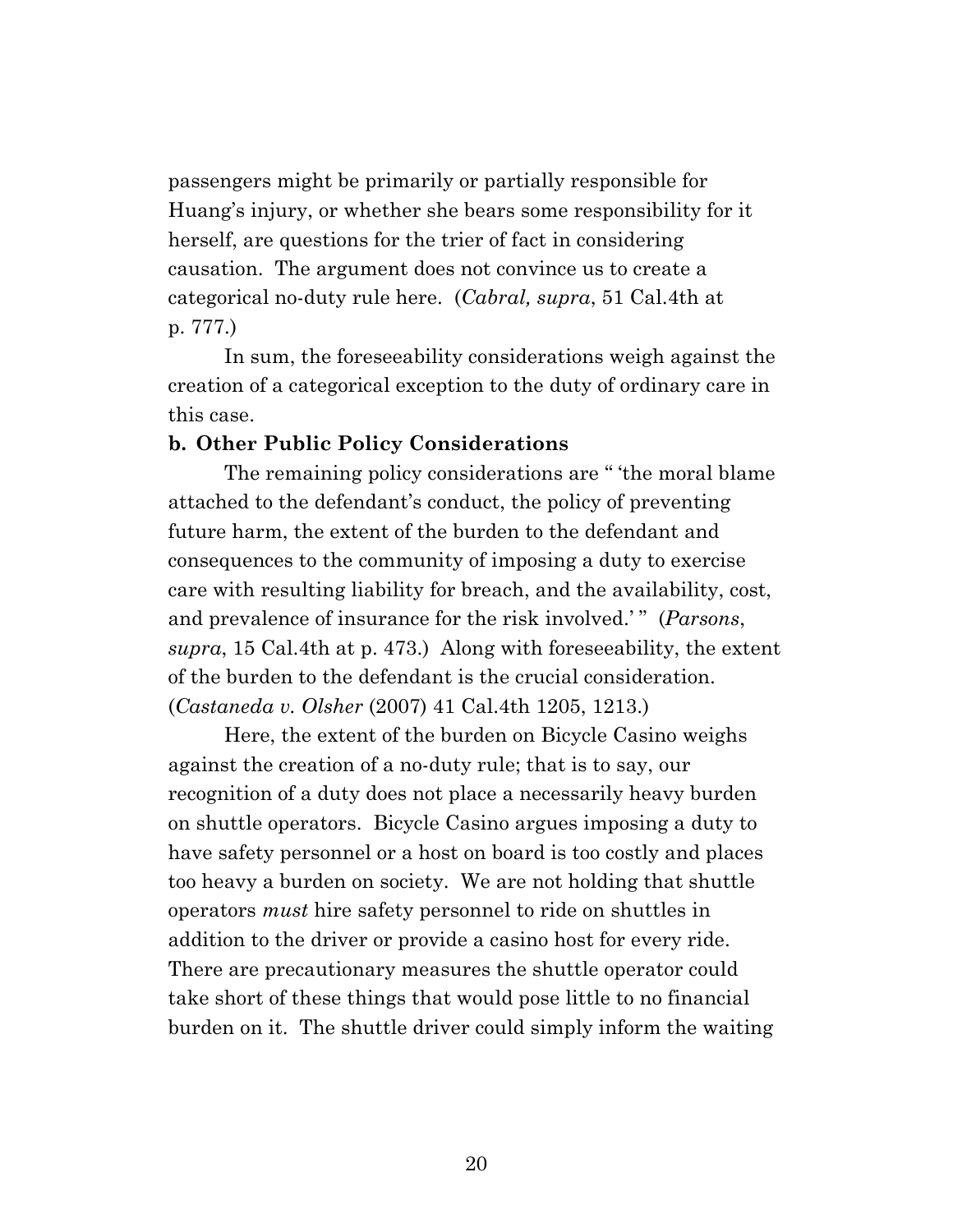passengers might be primarily or partially responsible for Huang's injury, or whether she bears some responsibility for it herself, are questions for the trier of fact in considering causation. The argument does not convince us to create a categorical no-duty rule here. (*Cabral, supra*, 51 Cal.4th at p. 777.)

In sum, the foreseeability considerations weigh against the creation of a categorical exception to the duty of ordinary care in this case.

**b. Other Public Policy Considerations**

The remaining policy considerations are " 'the moral blame attached to the defendant's conduct, the policy of preventing future harm, the extent of the burden to the defendant and consequences to the community of imposing a duty to exercise care with resulting liability for breach, and the availability, cost, and prevalence of insurance for the risk involved.' " (*Parsons*, *supra*, 15 Cal.4th at p. 473.) Along with foreseeability, the extent of the burden to the defendant is the crucial consideration. (*Castaneda v. Olsher* (2007) 41 Cal.4th 1205, 1213.)

Here, the extent of the burden on Bicycle Casino weighs against the creation of a no-duty rule; that is to say, our recognition of a duty does not place a necessarily heavy burden on shuttle operators. Bicycle Casino argues imposing a duty to have safety personnel or a host on board is too costly and places too heavy a burden on society. We are not holding that shuttle operators *must* hire safety personnel to ride on shuttles in addition to the driver or provide a casino host for every ride. There are precautionary measures the shuttle operator could take short of these things that would pose little to no financial burden on it. The shuttle driver could simply inform the waiting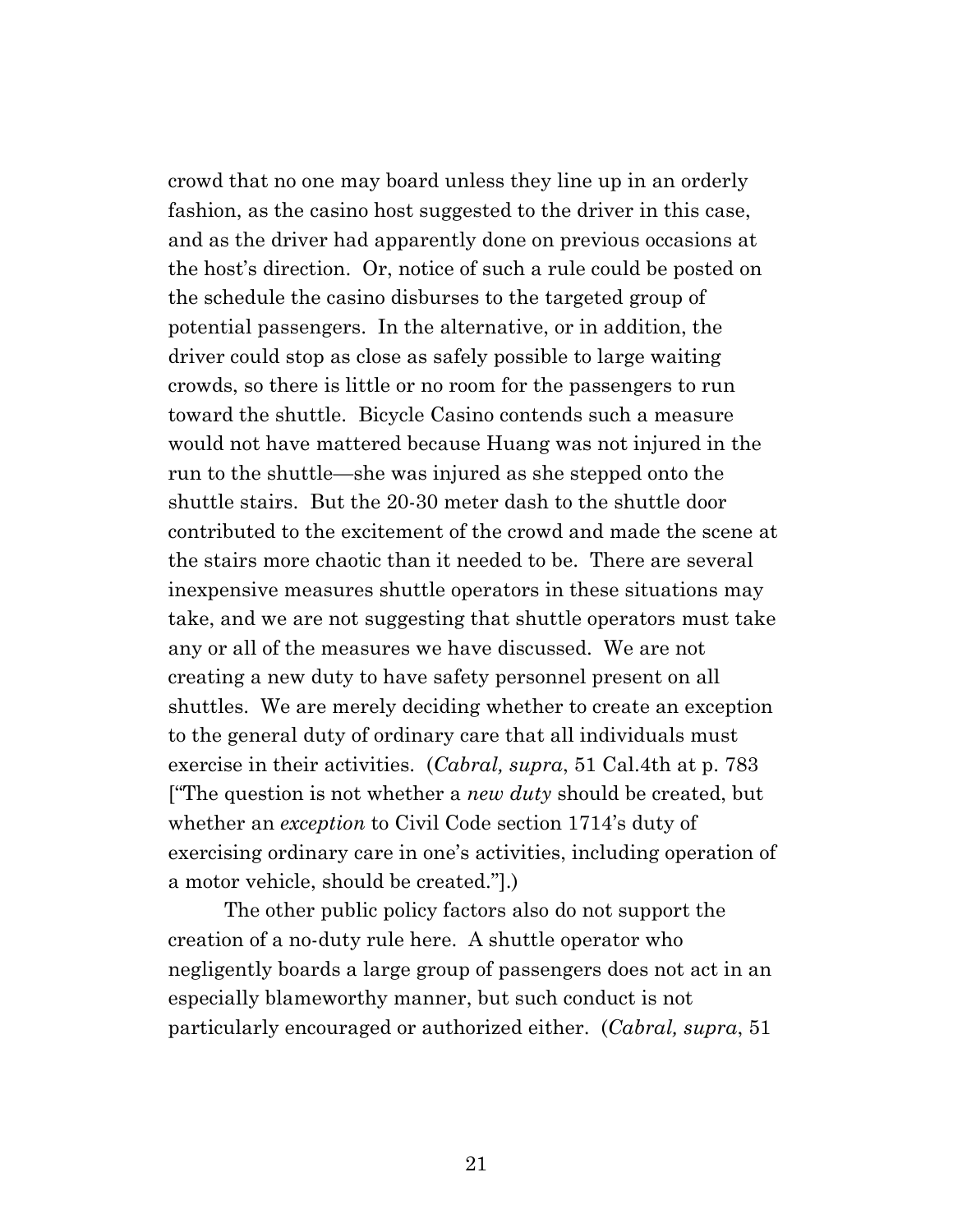crowd that no one may board unless they line up in an orderly fashion, as the casino host suggested to the driver in this case, and as the driver had apparently done on previous occasions at the host's direction. Or, notice of such a rule could be posted on the schedule the casino disburses to the targeted group of potential passengers. In the alternative, or in addition, the driver could stop as close as safely possible to large waiting crowds, so there is little or no room for the passengers to run toward the shuttle. Bicycle Casino contends such a measure would not have mattered because Huang was not injured in the run to the shuttle—she was injured as she stepped onto the shuttle stairs. But the 20-30 meter dash to the shuttle door contributed to the excitement of the crowd and made the scene at the stairs more chaotic than it needed to be. There are several inexpensive measures shuttle operators in these situations may take, and we are not suggesting that shuttle operators must take any or all of the measures we have discussed. We are not creating a new duty to have safety personnel present on all shuttles. We are merely deciding whether to create an exception to the general duty of ordinary care that all individuals must exercise in their activities. (*Cabral, supra*, 51 Cal.4th at p. 783 ["The question is not whether a *new duty* should be created, but whether an *exception* to Civil Code section 1714's duty of exercising ordinary care in one's activities, including operation of a motor vehicle, should be created."].)

The other public policy factors also do not support the creation of a no-duty rule here. A shuttle operator who negligently boards a large group of passengers does not act in an especially blameworthy manner, but such conduct is not particularly encouraged or authorized either. (*Cabral, supra*, 51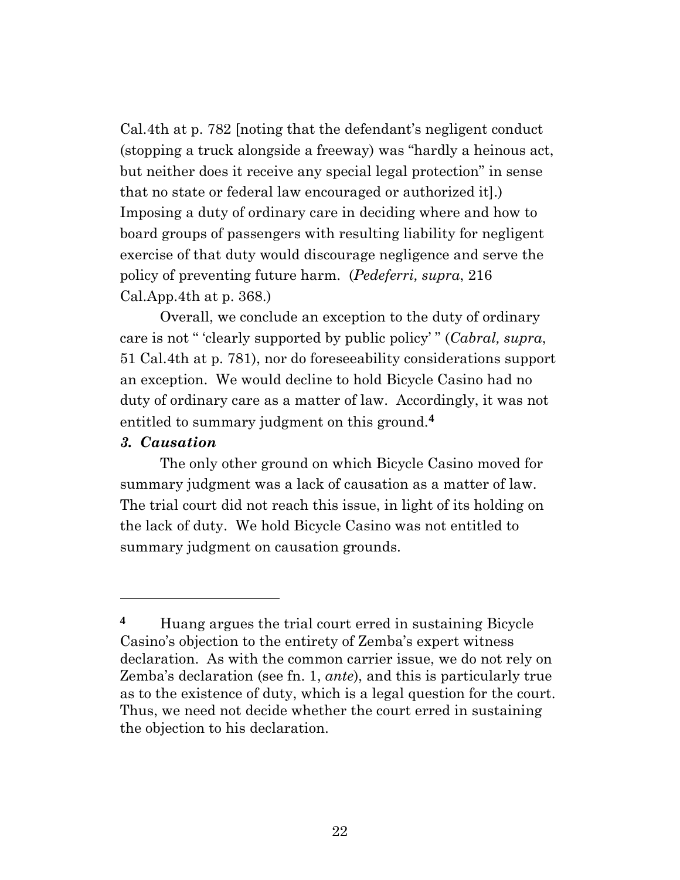Cal.4th at p. 782 [noting that the defendant's negligent conduct (stopping a truck alongside a freeway) was "hardly a heinous act, but neither does it receive any special legal protection" in sense that no state or federal law encouraged or authorized it].) Imposing a duty of ordinary care in deciding where and how to board groups of passengers with resulting liability for negligent exercise of that duty would discourage negligence and serve the policy of preventing future harm. (*Pedeferri, supra*, 216 Cal.App.4th at p. 368.)

Overall, we conclude an exception to the duty of ordinary care is not " 'clearly supported by public policy' " (*Cabral, supra*, 51 Cal.4th at p. 781), nor do foreseeability considerations support an exception. We would decline to hold Bicycle Casino had no duty of ordinary care as a matter of law. Accordingly, it was not entitled to summary judgment on this ground.[4]

***3. Causation***

The only other ground on which Bicycle Casino moved for summary judgment was a lack of causation as a matter of law. The trial court did not reach this issue, in light of its holding on the lack of duty. We hold Bicycle Casino was not entitled to summary judgment on causation grounds.

---

[4] Huang argues the trial court erred in sustaining Bicycle Casino's objection to the entirety of Zemba's expert witness declaration. As with the common carrier issue, we do not rely on Zemba's declaration (see fn. 1, *ante*), and this is particularly true as to the existence of duty, which is a legal question for the court. Thus, we need not decide whether the court erred in sustaining the objection to his declaration.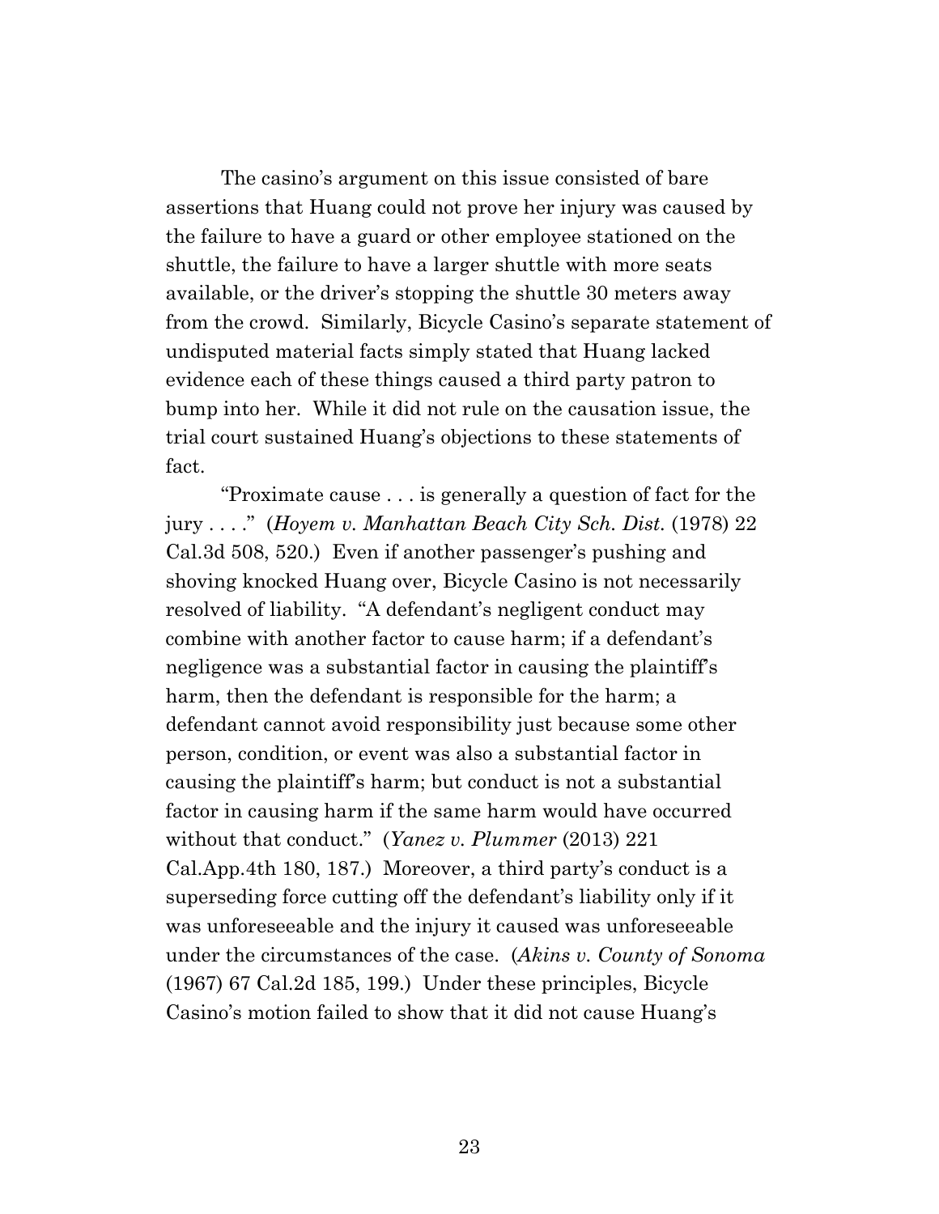The casino's argument on this issue consisted of bare assertions that Huang could not prove her injury was caused by the failure to have a guard or other employee stationed on the shuttle, the failure to have a larger shuttle with more seats available, or the driver's stopping the shuttle 30 meters away from the crowd. Similarly, Bicycle Casino's separate statement of undisputed material facts simply stated that Huang lacked evidence each of these things caused a third party patron to bump into her. While it did not rule on the causation issue, the trial court sustained Huang's objections to these statements of fact.

"Proximate cause . . . is generally a question of fact for the jury . . . ." (*Hoyem v. Manhattan Beach City Sch. Dist.* (1978) 22 Cal.3d 508, 520.) Even if another passenger's pushing and shoving knocked Huang over, Bicycle Casino is not necessarily resolved of liability. "A defendant's negligent conduct may combine with another factor to cause harm; if a defendant's negligence was a substantial factor in causing the plaintiff's harm, then the defendant is responsible for the harm; a defendant cannot avoid responsibility just because some other person, condition, or event was also a substantial factor in causing the plaintiff's harm; but conduct is not a substantial factor in causing harm if the same harm would have occurred without that conduct." (*Yanez v. Plummer* (2013) 221 Cal.App.4th 180, 187.) Moreover, a third party's conduct is a superseding force cutting off the defendant's liability only if it was unforeseeable and the injury it caused was unforeseeable under the circumstances of the case. (*Akins v. County of Sonoma* (1967) 67 Cal.2d 185, 199.) Under these principles, Bicycle Casino's motion failed to show that it did not cause Huang's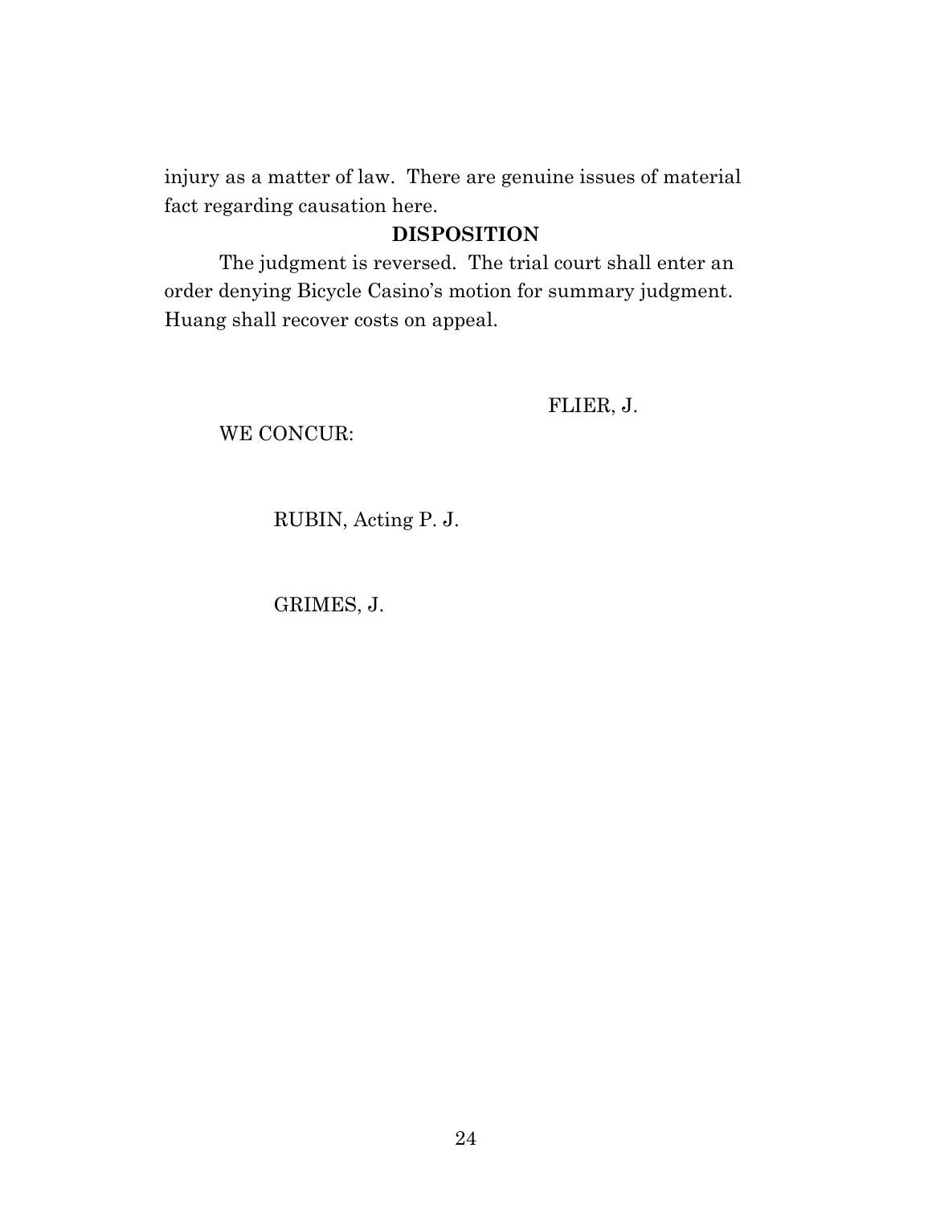injury as a matter of law. There are genuine issues of material fact regarding causation here.

## DISPOSITION

The judgment is reversed. The trial court shall enter an order denying Bicycle Casino's motion for summary judgment. Huang shall recover costs on appeal.

FLIER, J.

WE CONCUR:

RUBIN, Acting P. J.

GRIMES, J.